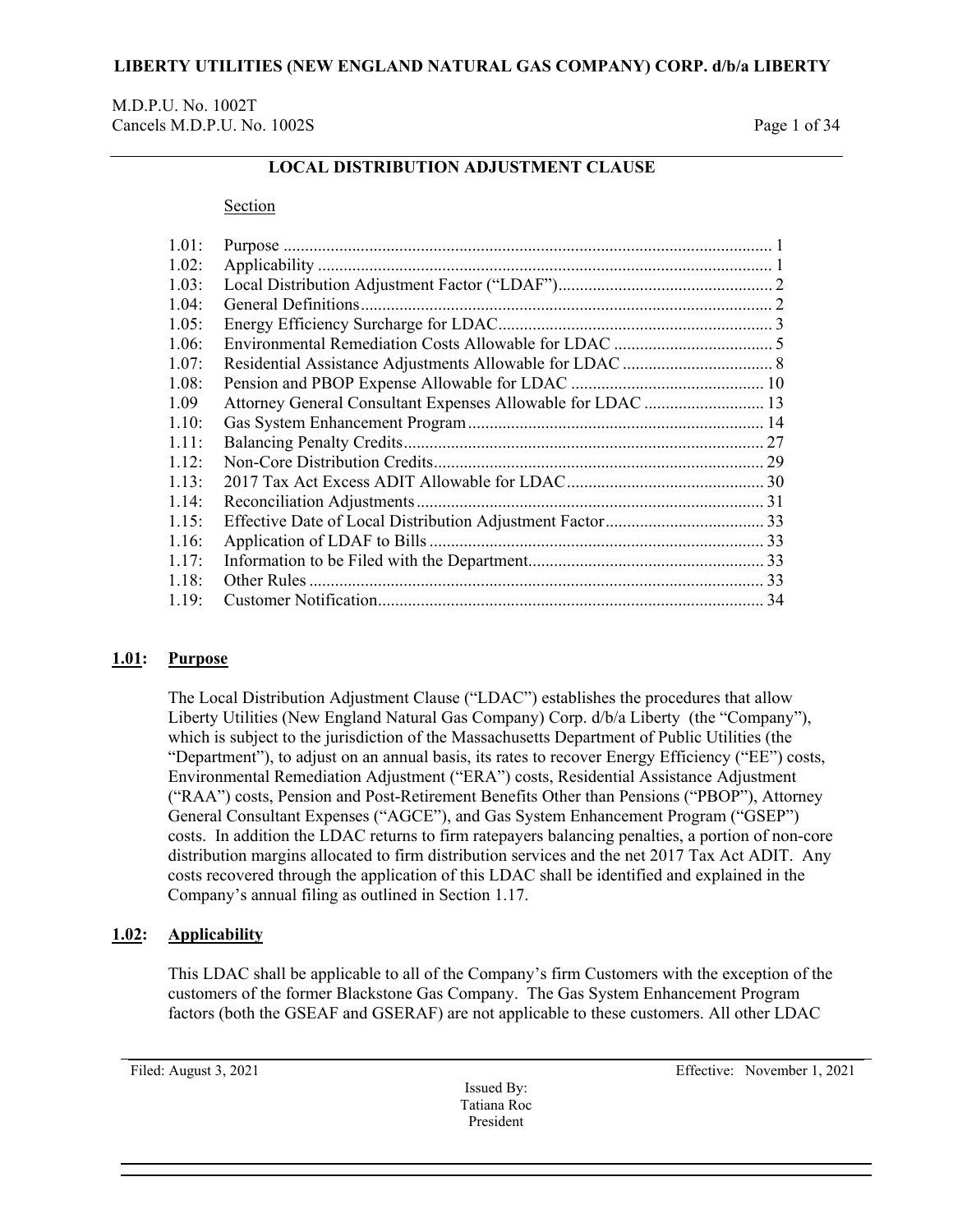LIBERTY UTILITIES (NEW ENGLAND NATURAL GAS COMPANY) CORP. d/b/a LIBERTY

M.D.P.U. No. 1002T
Cancels M.D.P.U. No. 1002S

## LOCAL DISTRIBUTION ADJUSTMENT CLAUSE

| Section | | |
|---|---|---|
| 1.01: | Purpose | 1 |
| 1.02: | Applicability | 1 |
| 1.03: | Local Distribution Adjustment Factor ("LDAF") | 2 |
| 1.04: | General Definitions | 2 |
| 1.05: | Energy Efficiency Surcharge for LDAC | 3 |
| 1.06: | Environmental Remediation Costs Allowable for LDAC | 5 |
| 1.07: | Residential Assistance Adjustments Allowable for LDAC | 8 |
| 1.08: | Pension and PBOP Expense Allowable for LDAC | 10 |
| 1.09 | Attorney General Consultant Expenses Allowable for LDAC | 13 |
| 1.10: | Gas System Enhancement Program | 14 |
| 1.11: | Balancing Penalty Credits | 27 |
| 1.12: | Non-Core Distribution Credits | 29 |
| 1.13: | 2017 Tax Act Excess ADIT Allowable for LDAC | 30 |
| 1.14: | Reconciliation Adjustments | 31 |
| 1.15: | Effective Date of Local Distribution Adjustment Factor | 33 |
| 1.16: | Application of LDAF to Bills | 33 |
| 1.17: | Information to be Filed with the Department | 33 |
| 1.18: | Other Rules | 33 |
| 1.19: | Customer Notification | 34 |

### 1.01: Purpose

The Local Distribution Adjustment Clause ("LDAC") establishes the procedures that allow Liberty Utilities (New England Natural Gas Company) Corp. d/b/a Liberty (the "Company"), which is subject to the jurisdiction of the Massachusetts Department of Public Utilities (the "Department"), to adjust on an annual basis, its rates to recover Energy Efficiency ("EE") costs, Environmental Remediation Adjustment ("ERA") costs, Residential Assistance Adjustment ("RAA") costs, Pension and Post-Retirement Benefits Other than Pensions ("PBOP"), Attorney General Consultant Expenses ("AGCE"), and Gas System Enhancement Program ("GSEP") costs. In addition the LDAC returns to firm ratepayers balancing penalties, a portion of non-core distribution margins allocated to firm distribution services and the net 2017 Tax Act ADIT. Any costs recovered through the application of this LDAC shall be identified and explained in the Company's annual filing as outlined in Section 1.17.

### 1.02: Applicability

This LDAC shall be applicable to all of the Company's firm Customers with the exception of the customers of the former Blackstone Gas Company. The Gas System Enhancement Program factors (both the GSEAF and GSERAF) are not applicable to these customers. All other LDAC

Filed: August 3, 2021

Effective: November 1, 2021

Issued By:
Tatiana Roc
President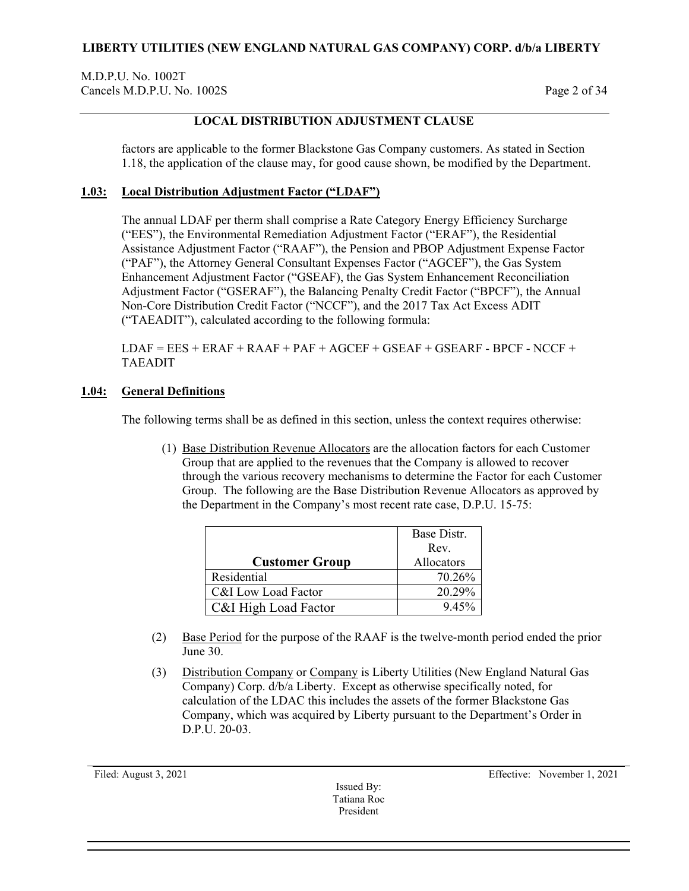## LOCAL DISTRIBUTION ADJUSTMENT CLAUSE

factors are applicable to the former Blackstone Gas Company customers. As stated in Section 1.18, the application of the clause may, for good cause shown, be modified by the Department.

### 1.03: Local Distribution Adjustment Factor ("LDAF")

The annual LDAF per therm shall comprise a Rate Category Energy Efficiency Surcharge ("EES"), the Environmental Remediation Adjustment Factor ("ERAF"), the Residential Assistance Adjustment Factor ("RAAF"), the Pension and PBOP Adjustment Expense Factor ("PAF"), the Attorney General Consultant Expenses Factor ("AGCEF"), the Gas System Enhancement Adjustment Factor ("GSEAF), the Gas System Enhancement Reconciliation Adjustment Factor ("GSERAF"), the Balancing Penalty Credit Factor ("BPCF"), the Annual Non-Core Distribution Credit Factor ("NCCF"), and the 2017 Tax Act Excess ADIT ("TAEADIT"), calculated according to the following formula:

LDAF = EES + ERAF + RAAF + PAF + AGCEF + GSEAF + GSEARF - BPCF - NCCF + TAEADIT

### 1.04: General Definitions

The following terms shall be as defined in this section, unless the context requires otherwise:

(1) Base Distribution Revenue Allocators are the allocation factors for each Customer Group that are applied to the revenues that the Company is allowed to recover through the various recovery mechanisms to determine the Factor for each Customer Group. The following are the Base Distribution Revenue Allocators as approved by the Department in the Company's most recent rate case, D.P.U. 15-75:

| Customer Group | Base Distr. Rev. Allocators |
|---|---|
| Residential | 70.26% |
| C&I Low Load Factor | 20.29% |
| C&I High Load Factor | 9.45% |

(2) Base Period for the purpose of the RAAF is the twelve-month period ended the prior June 30.

(3) Distribution Company or Company is Liberty Utilities (New England Natural Gas Company) Corp. d/b/a Liberty. Except as otherwise specifically noted, for calculation of the LDAC this includes the assets of the former Blackstone Gas Company, which was acquired by Liberty pursuant to the Department's Order in D.P.U. 20-03.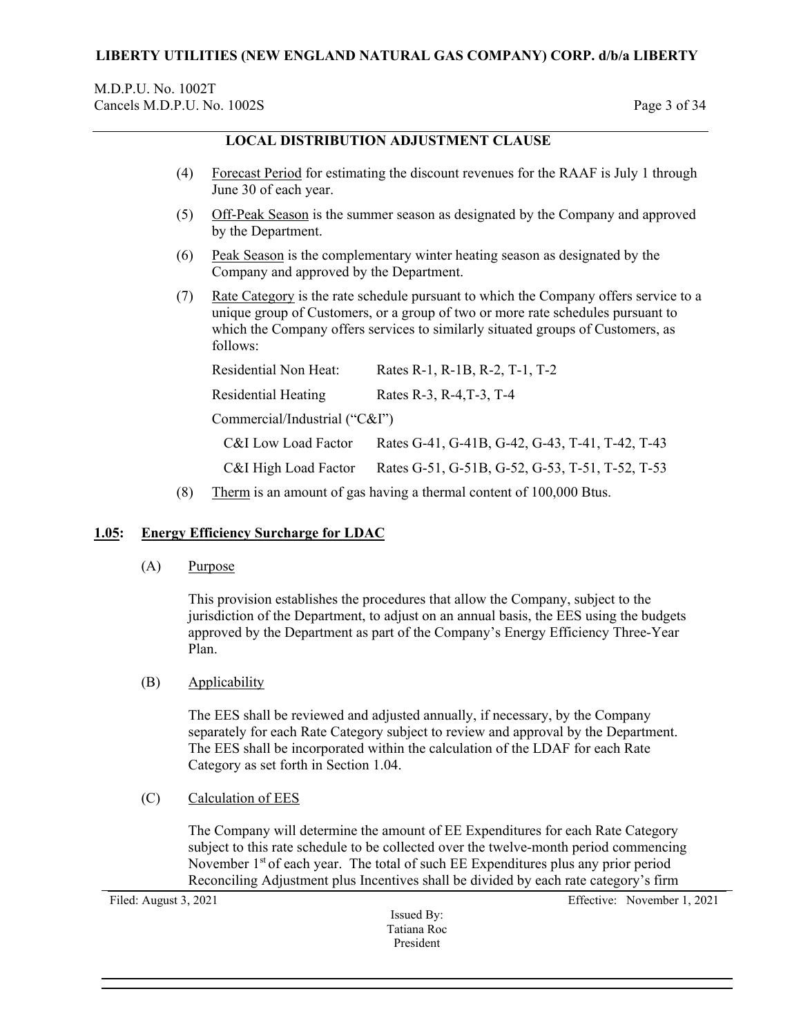## LOCAL DISTRIBUTION ADJUSTMENT CLAUSE

(4) Forecast Period for estimating the discount revenues for the RAAF is July 1 through June 30 of each year.

(5) Off-Peak Season is the summer season as designated by the Company and approved by the Department.

(6) Peak Season is the complementary winter heating season as designated by the Company and approved by the Department.

(7) Rate Category is the rate schedule pursuant to which the Company offers service to a unique group of Customers, or a group of two or more rate schedules pursuant to which the Company offers services to similarly situated groups of Customers, as follows:

| | |
|---|---|
| Residential Non Heat: | Rates R-1, R-1B, R-2, T-1, T-2 |
| Residential Heating | Rates R-3, R-4,T-3, T-4 |
| Commercial/Industrial ("C&I") | |
| C&I Low Load Factor | Rates G-41, G-41B, G-42, G-43, T-41, T-42, T-43 |
| C&I High Load Factor | Rates G-51, G-51B, G-52, G-53, T-51, T-52, T-53 |

(8) Therm is an amount of gas having a thermal content of 100,000 Btus.

### 1.05: Energy Efficiency Surcharge for LDAC

(A) Purpose

This provision establishes the procedures that allow the Company, subject to the jurisdiction of the Department, to adjust on an annual basis, the EES using the budgets approved by the Department as part of the Company's Energy Efficiency Three-Year Plan.

(B) Applicability

The EES shall be reviewed and adjusted annually, if necessary, by the Company separately for each Rate Category subject to review and approval by the Department. The EES shall be incorporated within the calculation of the LDAF for each Rate Category as set forth in Section 1.04.

(C) Calculation of EES

The Company will determine the amount of EE Expenditures for each Rate Category subject to this rate schedule to be collected over the twelve-month period commencing November 1st of each year. The total of such EE Expenditures plus any prior period Reconciling Adjustment plus Incentives shall be divided by each rate category's firm

Filed: August 3, 2021

Effective: November 1, 2021

Issued By:
Tatiana Roc
President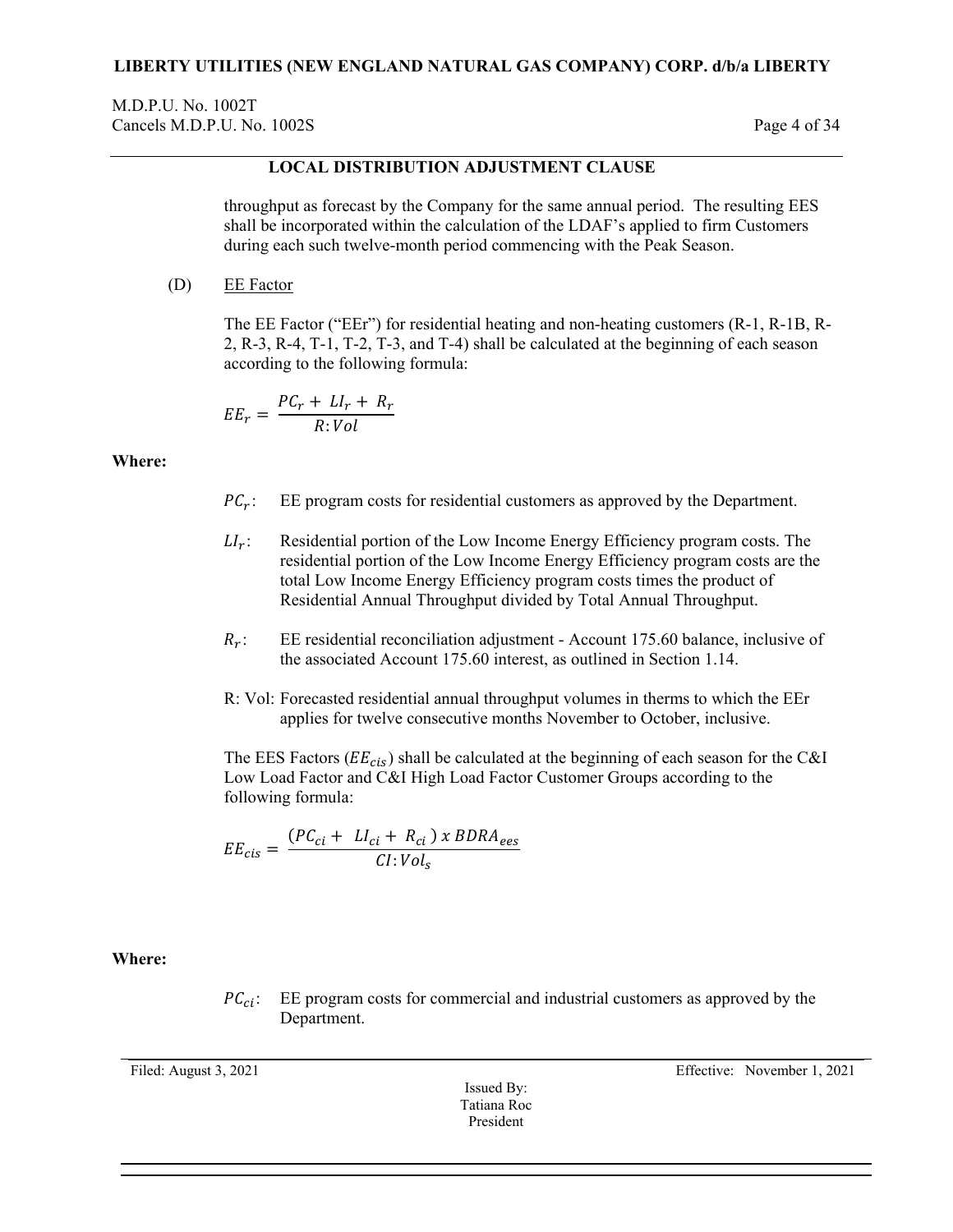throughput as forecast by the Company for the same annual period. The resulting EES shall be incorporated within the calculation of the LDAF's applied to firm Customers during each such twelve-month period commencing with the Peak Season.

(D) EE Factor

The EE Factor ("EEr") for residential heating and non-heating customers (R-1, R-1B, R-2, R-3, R-4, T-1, T-2, T-3, and T-4) shall be calculated at the beginning of each season according to the following formula:

$$EE_r = \frac{PC_r + LI_r + R_r}{R{:}Vol}$$

**Where:**

$PC_r$: EE program costs for residential customers as approved by the Department.

$LI_r$: Residential portion of the Low Income Energy Efficiency program costs. The residential portion of the Low Income Energy Efficiency program costs are the total Low Income Energy Efficiency program costs times the product of Residential Annual Throughput divided by Total Annual Throughput.

$R_r$: EE residential reconciliation adjustment - Account 175.60 balance, inclusive of the associated Account 175.60 interest, as outlined in Section 1.14.

R: Vol: Forecasted residential annual throughput volumes in therms to which the EEr applies for twelve consecutive months November to October, inclusive.

The EES Factors ($EE_{cis}$) shall be calculated at the beginning of each season for the C&I Low Load Factor and C&I High Load Factor Customer Groups according to the following formula:

$$EE_{cis} = \frac{(PC_{ci} + LI_{ci} + R_{ci}) \; x \; BDRA_{ees}}{CI{:}Vol_s}$$

**Where:**

$PC_{ci}$: EE program costs for commercial and industrial customers as approved by the Department.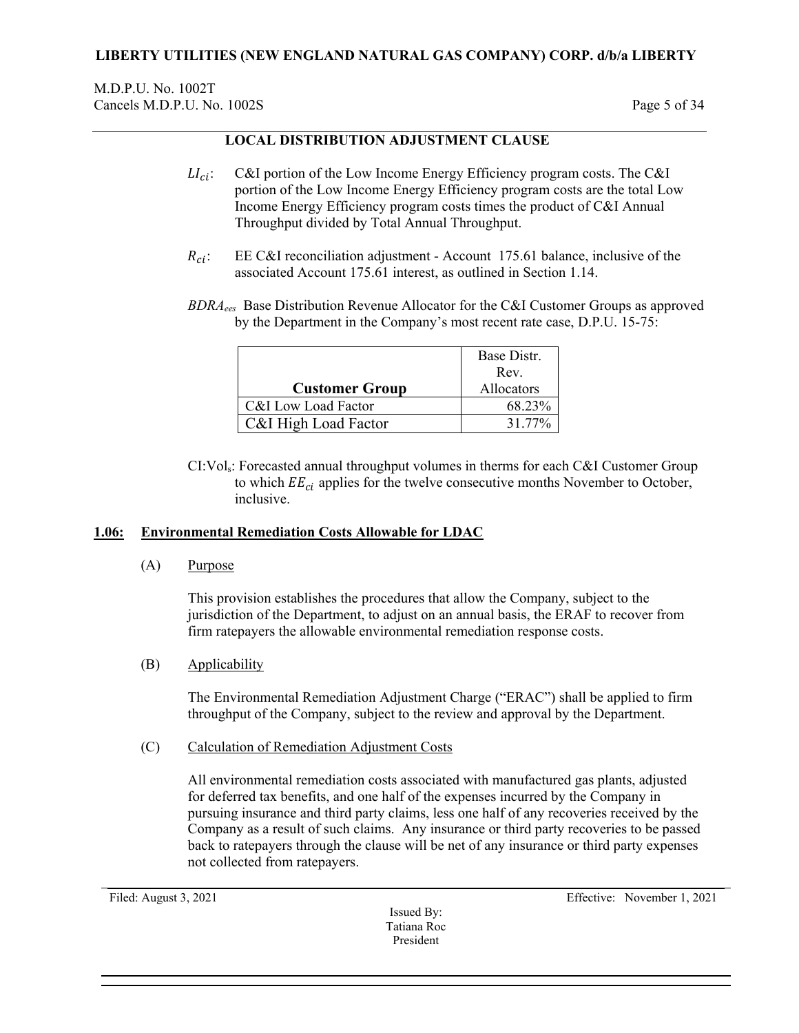## LOCAL DISTRIBUTION ADJUSTMENT CLAUSE

$LI_{ci}$: C&I portion of the Low Income Energy Efficiency program costs. The C&I portion of the Low Income Energy Efficiency program costs are the total Low Income Energy Efficiency program costs times the product of C&I Annual Throughput divided by Total Annual Throughput.

$R_{ci}$: EE C&I reconciliation adjustment - Account 175.61 balance, inclusive of the associated Account 175.61 interest, as outlined in Section 1.14.

$BDRA_{ees}$ Base Distribution Revenue Allocator for the C&I Customer Groups as approved by the Department in the Company's most recent rate case, D.P.U. 15-75:

| Customer Group | Base Distr. Rev. Allocators |
|---|---|
| C&I Low Load Factor | 68.23% |
| C&I High Load Factor | 31.77% |

$CI{:}Vol_s$: Forecasted annual throughput volumes in therms for each C&I Customer Group to which $EE_{ci}$ applies for the twelve consecutive months November to October, inclusive.

### 1.06: Environmental Remediation Costs Allowable for LDAC

(A) Purpose

This provision establishes the procedures that allow the Company, subject to the jurisdiction of the Department, to adjust on an annual basis, the ERAF to recover from firm ratepayers the allowable environmental remediation response costs.

(B) Applicability

The Environmental Remediation Adjustment Charge ("ERAC") shall be applied to firm throughput of the Company, subject to the review and approval by the Department.

(C) Calculation of Remediation Adjustment Costs

All environmental remediation costs associated with manufactured gas plants, adjusted for deferred tax benefits, and one half of the expenses incurred by the Company in pursuing insurance and third party claims, less one half of any recoveries received by the Company as a result of such claims. Any insurance or third party recoveries to be passed back to ratepayers through the clause will be net of any insurance or third party expenses not collected from ratepayers.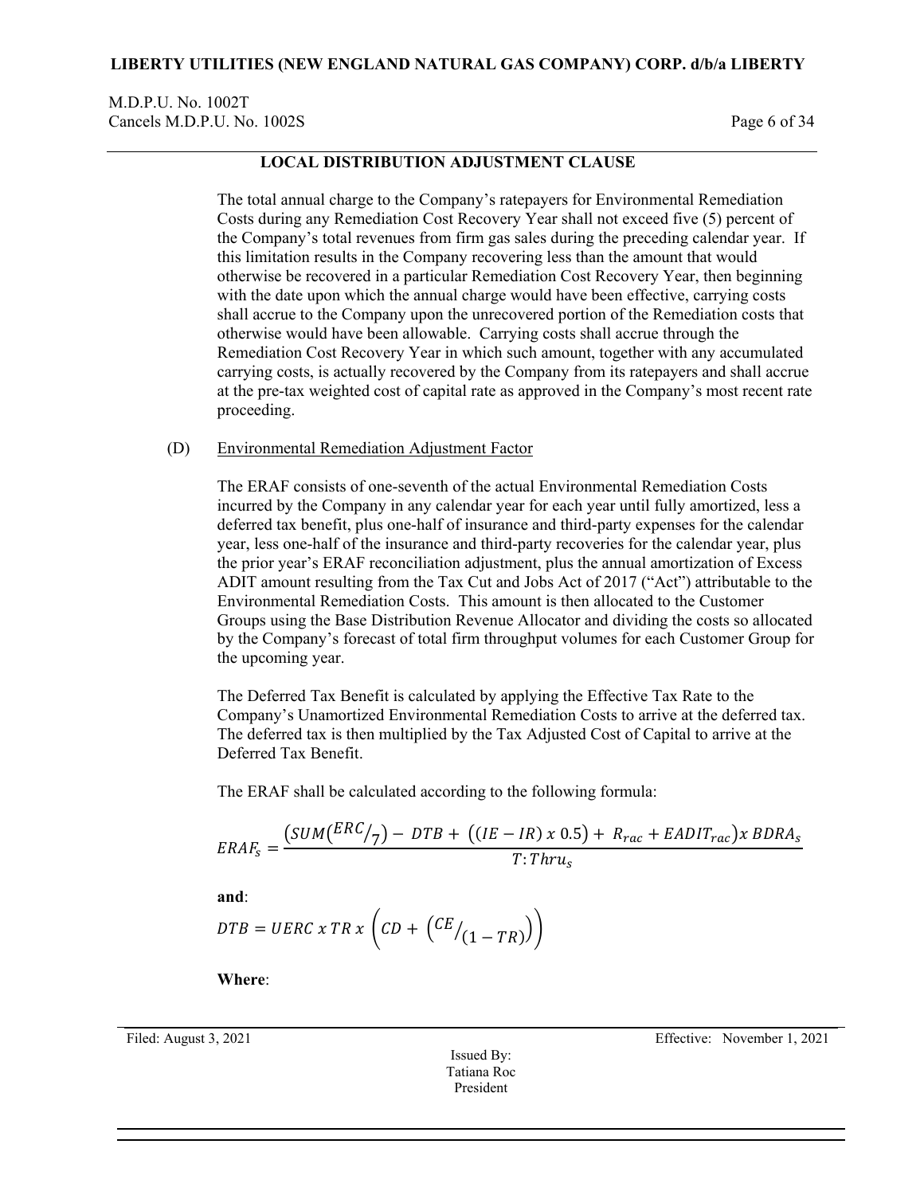## LOCAL DISTRIBUTION ADJUSTMENT CLAUSE

The total annual charge to the Company's ratepayers for Environmental Remediation Costs during any Remediation Cost Recovery Year shall not exceed five (5) percent of the Company's total revenues from firm gas sales during the preceding calendar year. If this limitation results in the Company recovering less than the amount that would otherwise be recovered in a particular Remediation Cost Recovery Year, then beginning with the date upon which the annual charge would have been effective, carrying costs shall accrue to the Company upon the unrecovered portion of the Remediation costs that otherwise would have been allowable. Carrying costs shall accrue through the Remediation Cost Recovery Year in which such amount, together with any accumulated carrying costs, is actually recovered by the Company from its ratepayers and shall accrue at the pre-tax weighted cost of capital rate as approved in the Company's most recent rate proceeding.

(D) Environmental Remediation Adjustment Factor

The ERAF consists of one-seventh of the actual Environmental Remediation Costs incurred by the Company in any calendar year for each year until fully amortized, less a deferred tax benefit, plus one-half of insurance and third-party expenses for the calendar year, less one-half of the insurance and third-party recoveries for the calendar year, plus the prior year's ERAF reconciliation adjustment, plus the annual amortization of Excess ADIT amount resulting from the Tax Cut and Jobs Act of 2017 ("Act") attributable to the Environmental Remediation Costs. This amount is then allocated to the Customer Groups using the Base Distribution Revenue Allocator and dividing the costs so allocated by the Company's forecast of total firm throughput volumes for each Customer Group for the upcoming year.

The Deferred Tax Benefit is calculated by applying the Effective Tax Rate to the Company's Unamortized Environmental Remediation Costs to arrive at the deferred tax. The deferred tax is then multiplied by the Tax Adjusted Cost of Capital to arrive at the Deferred Tax Benefit.

The ERAF shall be calculated according to the following formula:

$$ERAF_s = \frac{\left(SUM\left(ERC/_7\right) - DTB + \left((IE - IR) \ x \ 0.5\right) + R_{rac} + EADIT_{rac}\right) x \ BDRA_s}{T{:}Thru_s}$$

**and**:

$$DTB = UERC \ x \ TR \ x \left(CD + \left(CE/_{(1-TR)}\right)\right)$$

**Where**: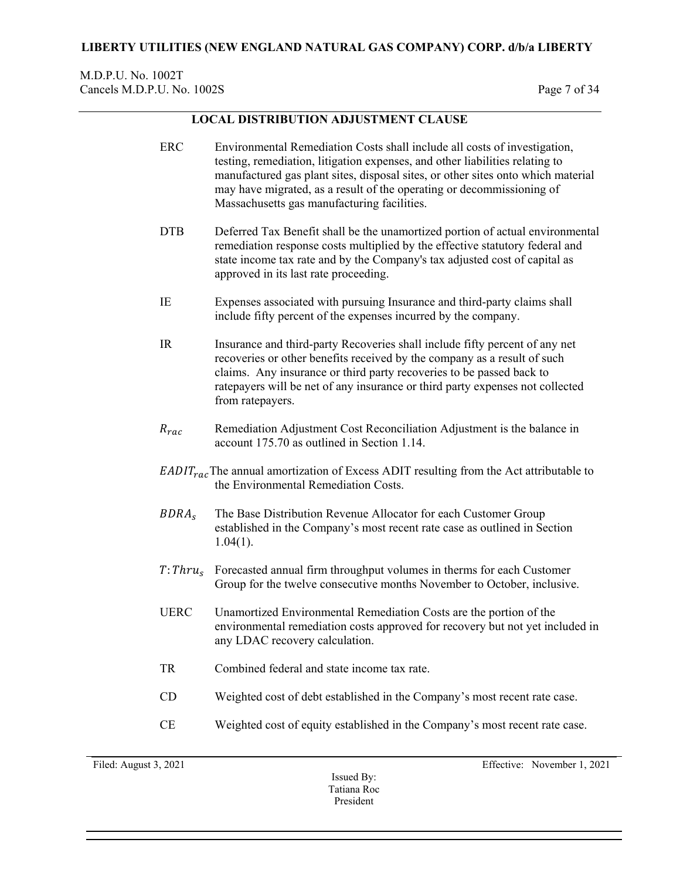## LOCAL DISTRIBUTION ADJUSTMENT CLAUSE

| | |
|---|---|
| ERC | Environmental Remediation Costs shall include all costs of investigation, testing, remediation, litigation expenses, and other liabilities relating to manufactured gas plant sites, disposal sites, or other sites onto which material may have migrated, as a result of the operating or decommissioning of Massachusetts gas manufacturing facilities. |
| DTB | Deferred Tax Benefit shall be the unamortized portion of actual environmental remediation response costs multiplied by the effective statutory federal and state income tax rate and by the Company's tax adjusted cost of capital as approved in its last rate proceeding. |
| IE | Expenses associated with pursuing Insurance and third-party claims shall include fifty percent of the expenses incurred by the company. |
| IR | Insurance and third-party Recoveries shall include fifty percent of any net recoveries or other benefits received by the company as a result of such claims. Any insurance or third party recoveries to be passed back to ratepayers will be net of any insurance or third party expenses not collected from ratepayers. |
| $R_{rac}$ | Remediation Adjustment Cost Reconciliation Adjustment is the balance in account 175.70 as outlined in Section 1.14. |
| $EADIT_{rac}$ | The annual amortization of Excess ADIT resulting from the Act attributable to the Environmental Remediation Costs. |
| $BDRA_s$ | The Base Distribution Revenue Allocator for each Customer Group established in the Company's most recent rate case as outlined in Section 1.04(1). |
| $T{:}Thru_s$ | Forecasted annual firm throughput volumes in therms for each Customer Group for the twelve consecutive months November to October, inclusive. |
| UERC | Unamortized Environmental Remediation Costs are the portion of the environmental remediation costs approved for recovery but not yet included in any LDAC recovery calculation. |
| TR | Combined federal and state income tax rate. |
| CD | Weighted cost of debt established in the Company's most recent rate case. |
| CE | Weighted cost of equity established in the Company's most recent rate case. |

Filed: August 3, 2021

Effective: November 1, 2021

Issued By:
Tatiana Roc
President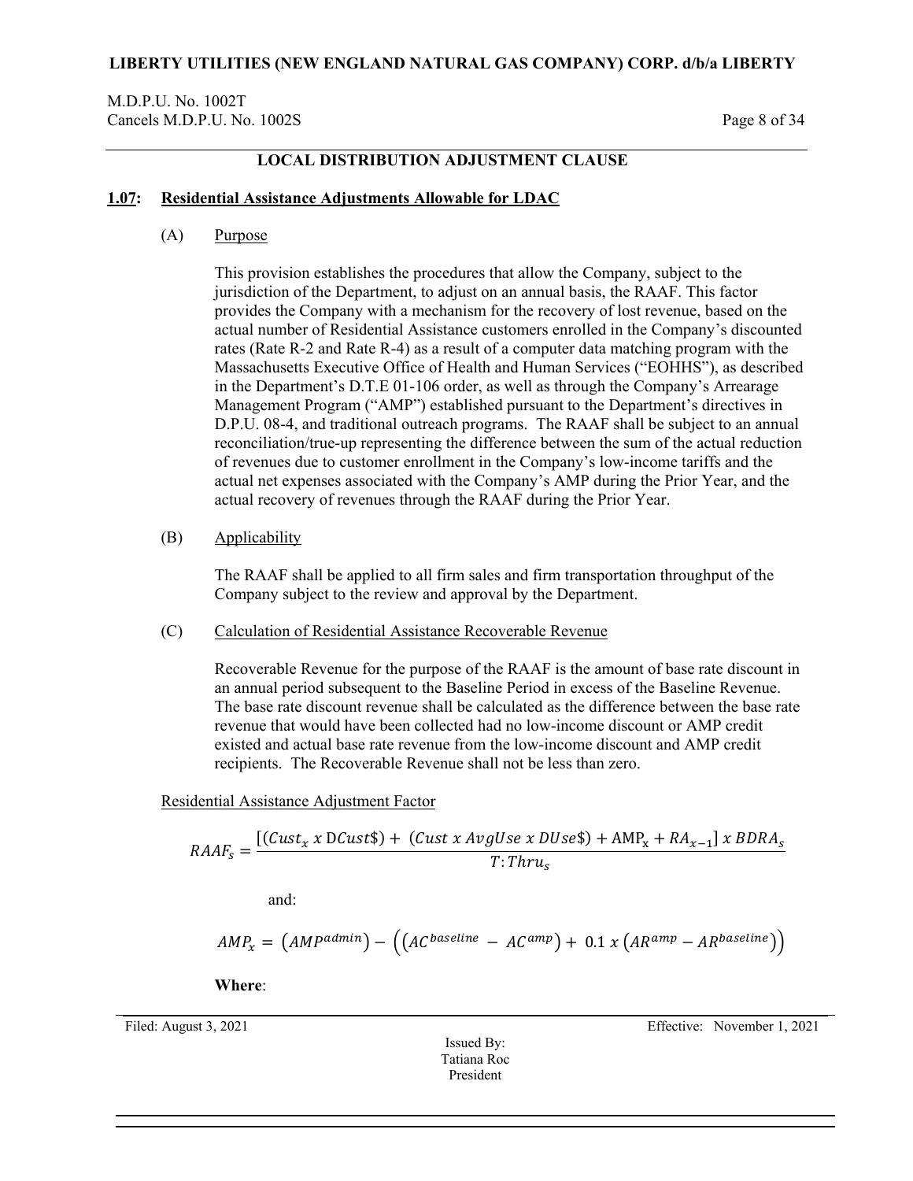**LIBERTY UTILITIES (NEW ENGLAND NATURAL GAS COMPANY) CORP. d/b/a LIBERTY**

M.D.P.U. No. 1002T
Cancels M.D.P.U. No. 1002S

**LOCAL DISTRIBUTION ADJUSTMENT CLAUSE**

## 1.07: Residential Assistance Adjustments Allowable for LDAC

### (A) Purpose

This provision establishes the procedures that allow the Company, subject to the jurisdiction of the Department, to adjust on an annual basis, the RAAF. This factor provides the Company with a mechanism for the recovery of lost revenue, based on the actual number of Residential Assistance customers enrolled in the Company's discounted rates (Rate R-2 and Rate R-4) as a result of a computer data matching program with the Massachusetts Executive Office of Health and Human Services ("EOHHS"), as described in the Department's D.T.E 01-106 order, as well as through the Company's Arrearage Management Program ("AMP") established pursuant to the Department's directives in D.P.U. 08-4, and traditional outreach programs. The RAAF shall be subject to an annual reconciliation/true-up representing the difference between the sum of the actual reduction of revenues due to customer enrollment in the Company's low-income tariffs and the actual net expenses associated with the Company's AMP during the Prior Year, and the actual recovery of revenues through the RAAF during the Prior Year.

### (B) Applicability

The RAAF shall be applied to all firm sales and firm transportation throughput of the Company subject to the review and approval by the Department.

### (C) Calculation of Residential Assistance Recoverable Revenue

Recoverable Revenue for the purpose of the RAAF is the amount of base rate discount in an annual period subsequent to the Baseline Period in excess of the Baseline Revenue. The base rate discount revenue shall be calculated as the difference between the base rate revenue that would have been collected had no low-income discount or AMP credit existed and actual base rate revenue from the low-income discount and AMP credit recipients. The Recoverable Revenue shall not be less than zero.

Residential Assistance Adjustment Factor

$$RAAF_s = \frac{[(Cust_x \ x \ DCust\$) + (Cust \ x \ AvgUse \ x \ DUse\$) + AMP_x + RA_{x-1}] \ x \ BDRA_s}{T{:}Thru_s}$$

and:

$$AMP_x = \left(AMP^{admin}\right) - \left(\left(AC^{baseline} - AC^{amp}\right) + 0.1 \ x \left(AR^{amp} - AR^{baseline}\right)\right)$$

**Where**:

Filed: August 3, 2021

Effective: November 1, 2021

Issued By:
Tatiana Roc
President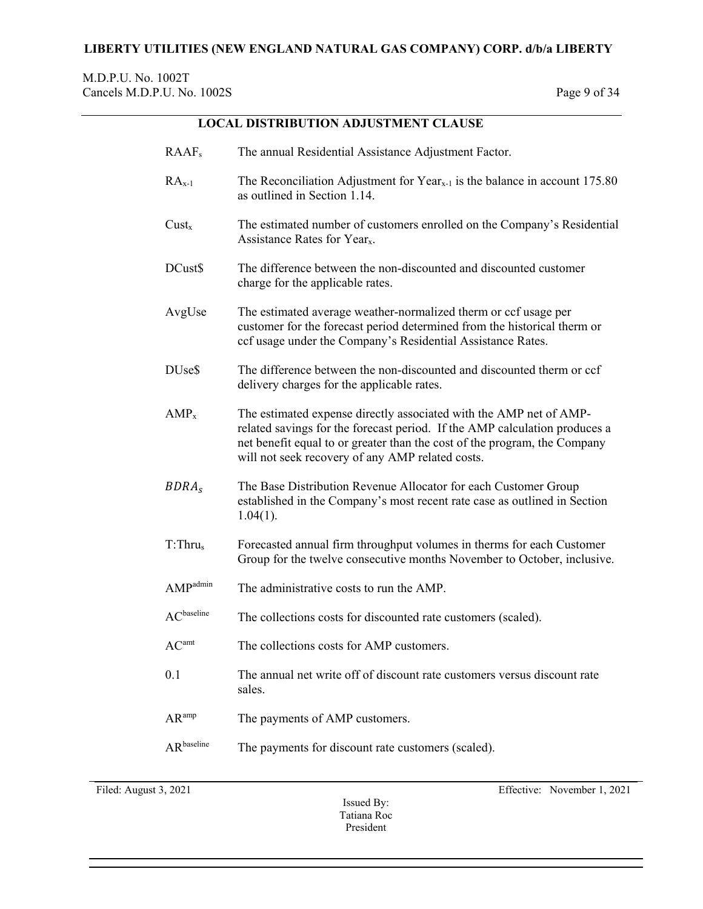## LOCAL DISTRIBUTION ADJUSTMENT CLAUSE

| | |
|---|---|
| $RAAF_s$ | The annual Residential Assistance Adjustment Factor. |
| $RA_{x-1}$ | The Reconciliation Adjustment for $Year_{x-1}$ is the balance in account 175.80 as outlined in Section 1.14. |
| $Cust_x$ | The estimated number of customers enrolled on the Company's Residential Assistance Rates for $Year_x$. |
| DCust$ | The difference between the non-discounted and discounted customer charge for the applicable rates. |
| AvgUse | The estimated average weather-normalized therm or ccf usage per customer for the forecast period determined from the historical therm or ccf usage under the Company's Residential Assistance Rates. |
| DUse$ | The difference between the non-discounted and discounted therm or ccf delivery charges for the applicable rates. |
| $AMP_x$ | The estimated expense directly associated with the AMP net of AMP-related savings for the forecast period. If the AMP calculation produces a net benefit equal to or greater than the cost of the program, the Company will not seek recovery of any AMP related costs. |
| $BDRA_s$ | The Base Distribution Revenue Allocator for each Customer Group established in the Company's most recent rate case as outlined in Section 1.04(1). |
| $T{:}Thru_s$ | Forecasted annual firm throughput volumes in therms for each Customer Group for the twelve consecutive months November to October, inclusive. |
| $AMP^{admin}$ | The administrative costs to run the AMP. |
| $AC^{baseline}$ | The collections costs for discounted rate customers (scaled). |
| $AC^{amt}$ | The collections costs for AMP customers. |
| 0.1 | The annual net write off of discount rate customers versus discount rate sales. |
| $AR^{amp}$ | The payments of AMP customers. |
| $AR^{baseline}$ | The payments for discount rate customers (scaled). |

Filed: August 3, 2021

Effective: November 1, 2021

Issued By:
Tatiana Roc
President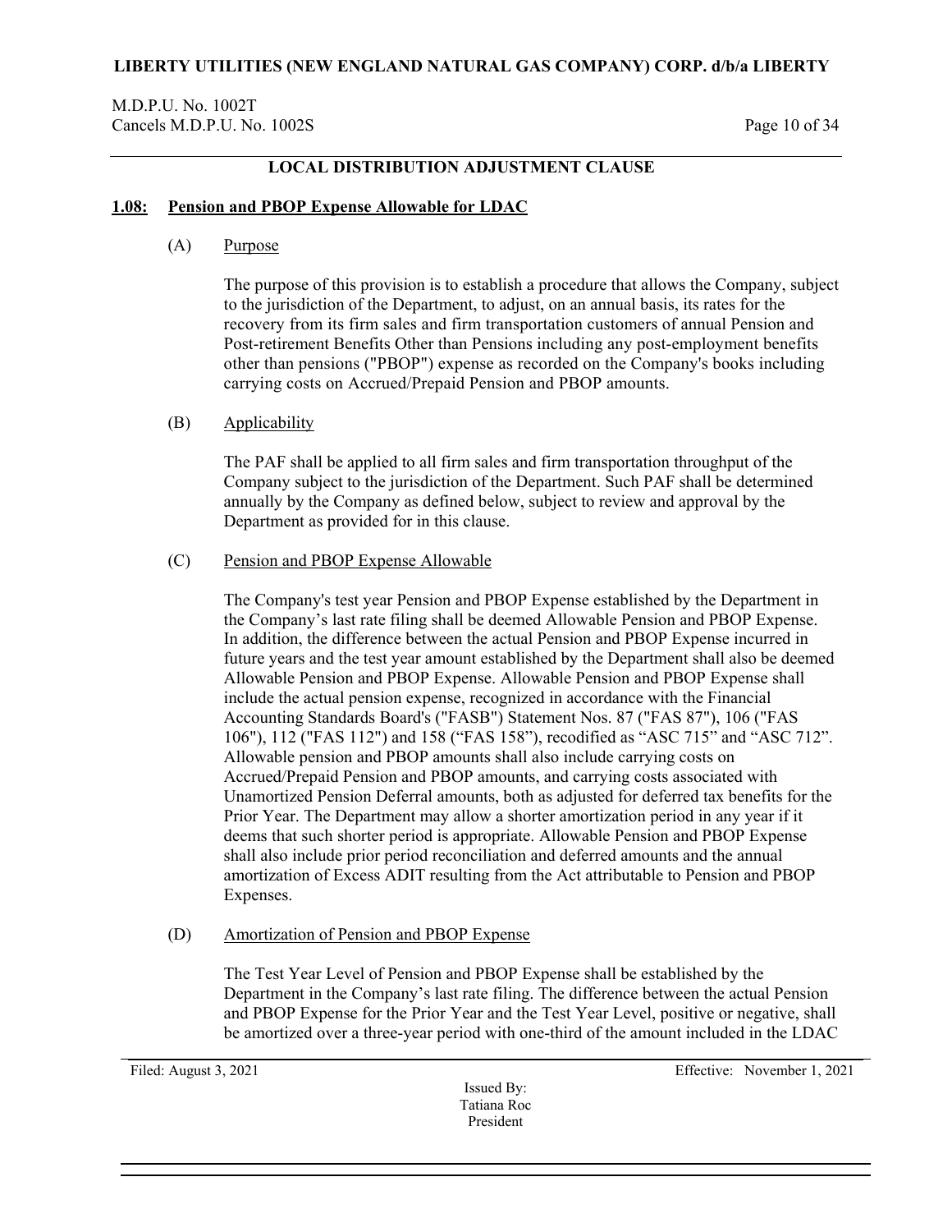## LOCAL DISTRIBUTION ADJUSTMENT CLAUSE

### 1.08: Pension and PBOP Expense Allowable for LDAC

(A) Purpose

The purpose of this provision is to establish a procedure that allows the Company, subject to the jurisdiction of the Department, to adjust, on an annual basis, its rates for the recovery from its firm sales and firm transportation customers of annual Pension and Post-retirement Benefits Other than Pensions including any post-employment benefits other than pensions ("PBOP") expense as recorded on the Company's books including carrying costs on Accrued/Prepaid Pension and PBOP amounts.

(B) Applicability

The PAF shall be applied to all firm sales and firm transportation throughput of the Company subject to the jurisdiction of the Department. Such PAF shall be determined annually by the Company as defined below, subject to review and approval by the Department as provided for in this clause.

(C) Pension and PBOP Expense Allowable

The Company's test year Pension and PBOP Expense established by the Department in the Company's last rate filing shall be deemed Allowable Pension and PBOP Expense. In addition, the difference between the actual Pension and PBOP Expense incurred in future years and the test year amount established by the Department shall also be deemed Allowable Pension and PBOP Expense. Allowable Pension and PBOP Expense shall include the actual pension expense, recognized in accordance with the Financial Accounting Standards Board's ("FASB") Statement Nos. 87 ("FAS 87"), 106 ("FAS 106"), 112 ("FAS 112") and 158 ("FAS 158"), recodified as "ASC 715" and "ASC 712". Allowable pension and PBOP amounts shall also include carrying costs on Accrued/Prepaid Pension and PBOP amounts, and carrying costs associated with Unamortized Pension Deferral amounts, both as adjusted for deferred tax benefits for the Prior Year. The Department may allow a shorter amortization period in any year if it deems that such shorter period is appropriate. Allowable Pension and PBOP Expense shall also include prior period reconciliation and deferred amounts and the annual amortization of Excess ADIT resulting from the Act attributable to Pension and PBOP Expenses.

(D) Amortization of Pension and PBOP Expense

The Test Year Level of Pension and PBOP Expense shall be established by the Department in the Company's last rate filing. The difference between the actual Pension and PBOP Expense for the Prior Year and the Test Year Level, positive or negative, shall be amortized over a three-year period with one-third of the amount included in the LDAC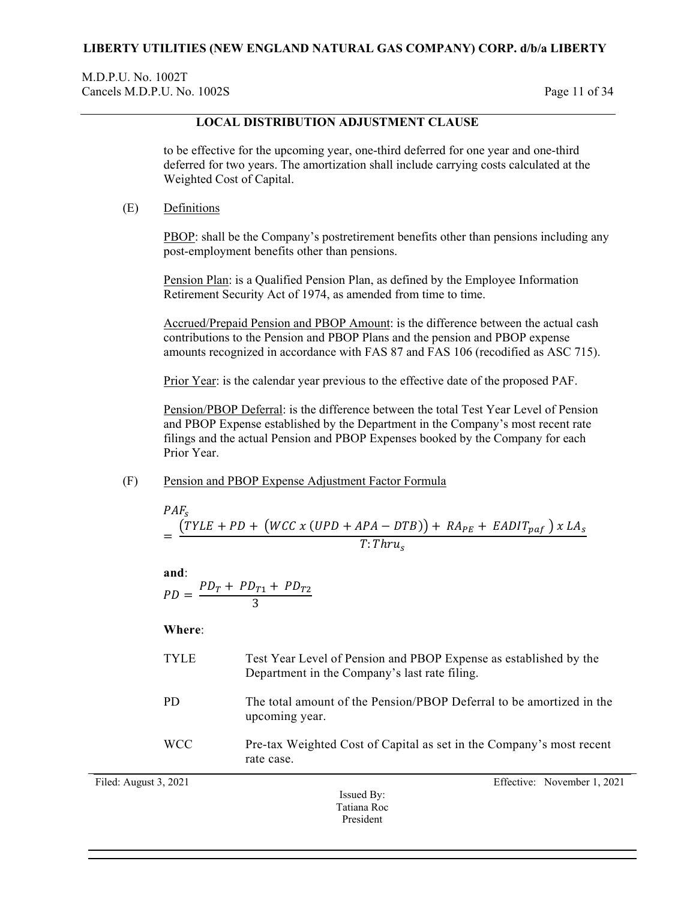to be effective for the upcoming year, one-third deferred for one year and one-third deferred for two years. The amortization shall include carrying costs calculated at the Weighted Cost of Capital.

(E) Definitions

PBOP: shall be the Company's postretirement benefits other than pensions including any post-employment benefits other than pensions.

Pension Plan: is a Qualified Pension Plan, as defined by the Employee Information Retirement Security Act of 1974, as amended from time to time.

Accrued/Prepaid Pension and PBOP Amount: is the difference between the actual cash contributions to the Pension and PBOP Plans and the pension and PBOP expense amounts recognized in accordance with FAS 87 and FAS 106 (recodified as ASC 715).

Prior Year: is the calendar year previous to the effective date of the proposed PAF.

Pension/PBOP Deferral: is the difference between the total Test Year Level of Pension and PBOP Expense established by the Department in the Company's most recent rate filings and the actual Pension and PBOP Expenses booked by the Company for each Prior Year.

(F) Pension and PBOP Expense Adjustment Factor Formula

$$PAF_s = \frac{\left(TYLE + PD + \left(WCC\ x\ (UPD + APA - DTB)\right) + RA_{PE} + EADIT_{paf}\right) x\ LA_s}{T{:}Thru_s}$$

**and**:

$$PD = \frac{PD_T + PD_{T1} + PD_{T2}}{3}$$

**Where**:

| | |
|---|---|
| TYLE | Test Year Level of Pension and PBOP Expense as established by the Department in the Company's last rate filing. |
| PD | The total amount of the Pension/PBOP Deferral to be amortized in the upcoming year. |
| WCC | Pre-tax Weighted Cost of Capital as set in the Company's most recent rate case. |

Filed: August 3, 2021

Effective: November 1, 2021

Issued By:
Tatiana Roc
President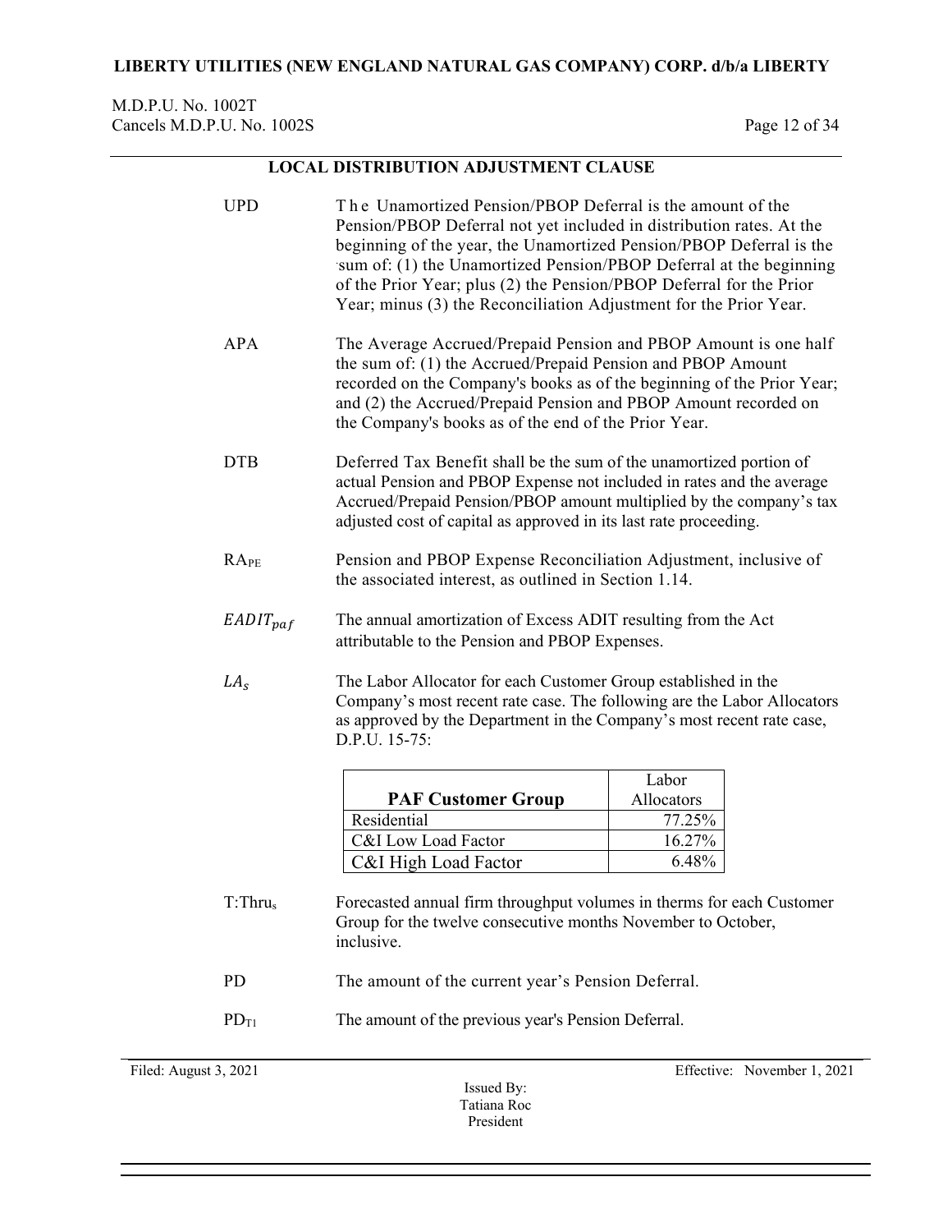# LOCAL DISTRIBUTION ADJUSTMENT CLAUSE

UPD — The Unamortized Pension/PBOP Deferral is the amount of the Pension/PBOP Deferral not yet included in distribution rates. At the beginning of the year, the Unamortized Pension/PBOP Deferral is the sum of: (1) the Unamortized Pension/PBOP Deferral at the beginning of the Prior Year; plus (2) the Pension/PBOP Deferral for the Prior Year; minus (3) the Reconciliation Adjustment for the Prior Year.

APA — The Average Accrued/Prepaid Pension and PBOP Amount is one half the sum of: (1) the Accrued/Prepaid Pension and PBOP Amount recorded on the Company's books as of the beginning of the Prior Year; and (2) the Accrued/Prepaid Pension and PBOP Amount recorded on the Company's books as of the end of the Prior Year.

DTB — Deferred Tax Benefit shall be the sum of the unamortized portion of actual Pension and PBOP Expense not included in rates and the average Accrued/Prepaid Pension/PBOP amount multiplied by the company's tax adjusted cost of capital as approved in its last rate proceeding.

$RA_{PE}$ — Pension and PBOP Expense Reconciliation Adjustment, inclusive of the associated interest, as outlined in Section 1.14.

$EADIT_{paf}$ — The annual amortization of Excess ADIT resulting from the Act attributable to the Pension and PBOP Expenses.

$LA_s$ — The Labor Allocator for each Customer Group established in the Company's most recent rate case. The following are the Labor Allocators as approved by the Department in the Company's most recent rate case, D.P.U. 15-75:

| PAF Customer Group | Labor Allocators |
|---|---|
| Residential | 77.25% |
| C&I Low Load Factor | 16.27% |
| C&I High Load Factor | 6.48% |

$T{:}Thru_s$ — Forecasted annual firm throughput volumes in therms for each Customer Group for the twelve consecutive months November to October, inclusive.

PD — The amount of the current year's Pension Deferral.

$PD_{T1}$ — The amount of the previous year's Pension Deferral.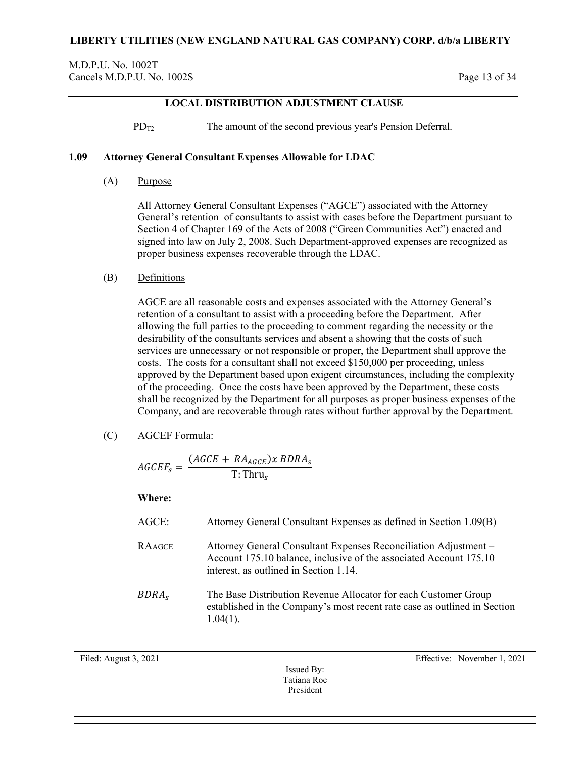## LOCAL DISTRIBUTION ADJUSTMENT CLAUSE

$PD_{T2}$ The amount of the second previous year's Pension Deferral.

### 1.09 Attorney General Consultant Expenses Allowable for LDAC

(A) Purpose

All Attorney General Consultant Expenses ("AGCE") associated with the Attorney General's retention of consultants to assist with cases before the Department pursuant to Section 4 of Chapter 169 of the Acts of 2008 ("Green Communities Act") enacted and signed into law on July 2, 2008. Such Department-approved expenses are recognized as proper business expenses recoverable through the LDAC.

(B) Definitions

AGCE are all reasonable costs and expenses associated with the Attorney General's retention of a consultant to assist with a proceeding before the Department. After allowing the full parties to the proceeding to comment regarding the necessity or the desirability of the consultants services and absent a showing that the costs of such services are unnecessary or not responsible or proper, the Department shall approve the costs. The costs for a consultant shall not exceed \$150,000 per proceeding, unless approved by the Department based upon exigent circumstances, including the complexity of the proceeding. Once the costs have been approved by the Department, these costs shall be recognized by the Department for all purposes as proper business expenses of the Company, and are recoverable through rates without further approval by the Department.

(C) AGCEF Formula:

$$AGCEF_s = \frac{(AGCE + RA_{AGCE}) x \, BDRA_s}{\text{T: Thru}_s}$$

**Where:**

AGCE: Attorney General Consultant Expenses as defined in Section 1.09(B)

$RA_{AGCE}$ Attorney General Consultant Expenses Reconciliation Adjustment – Account 175.10 balance, inclusive of the associated Account 175.10 interest, as outlined in Section 1.14.

$BDRA_s$ The Base Distribution Revenue Allocator for each Customer Group established in the Company's most recent rate case as outlined in Section 1.04(1).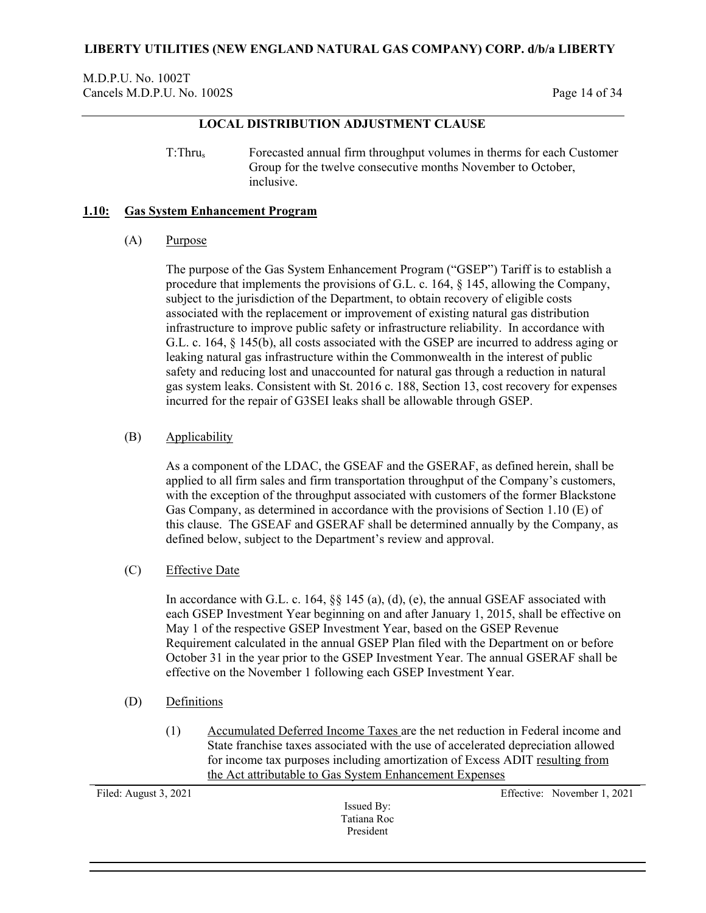## LOCAL DISTRIBUTION ADJUSTMENT CLAUSE

$T{:}Thru_s$ Forecasted annual firm throughput volumes in therms for each Customer Group for the twelve consecutive months November to October, inclusive.

### 1.10: Gas System Enhancement Program

(A) Purpose

The purpose of the Gas System Enhancement Program ("GSEP") Tariff is to establish a procedure that implements the provisions of G.L. c. 164, § 145, allowing the Company, subject to the jurisdiction of the Department, to obtain recovery of eligible costs associated with the replacement or improvement of existing natural gas distribution infrastructure to improve public safety or infrastructure reliability. In accordance with G.L. c. 164, § 145(b), all costs associated with the GSEP are incurred to address aging or leaking natural gas infrastructure within the Commonwealth in the interest of public safety and reducing lost and unaccounted for natural gas through a reduction in natural gas system leaks. Consistent with St. 2016 c. 188, Section 13, cost recovery for expenses incurred for the repair of G3SEI leaks shall be allowable through GSEP.

(B) Applicability

As a component of the LDAC, the GSEAF and the GSERAF, as defined herein, shall be applied to all firm sales and firm transportation throughput of the Company's customers, with the exception of the throughput associated with customers of the former Blackstone Gas Company, as determined in accordance with the provisions of Section 1.10 (E) of this clause. The GSEAF and GSERAF shall be determined annually by the Company, as defined below, subject to the Department's review and approval.

(C) Effective Date

In accordance with G.L. c. 164, §§ 145 (a), (d), (e), the annual GSEAF associated with each GSEP Investment Year beginning on and after January 1, 2015, shall be effective on May 1 of the respective GSEP Investment Year, based on the GSEP Revenue Requirement calculated in the annual GSEP Plan filed with the Department on or before October 31 in the year prior to the GSEP Investment Year. The annual GSERAF shall be effective on the November 1 following each GSEP Investment Year.

(D) Definitions

(1) Accumulated Deferred Income Taxes are the net reduction in Federal income and State franchise taxes associated with the use of accelerated depreciation allowed for income tax purposes including amortization of Excess ADIT resulting from the Act attributable to Gas System Enhancement Expenses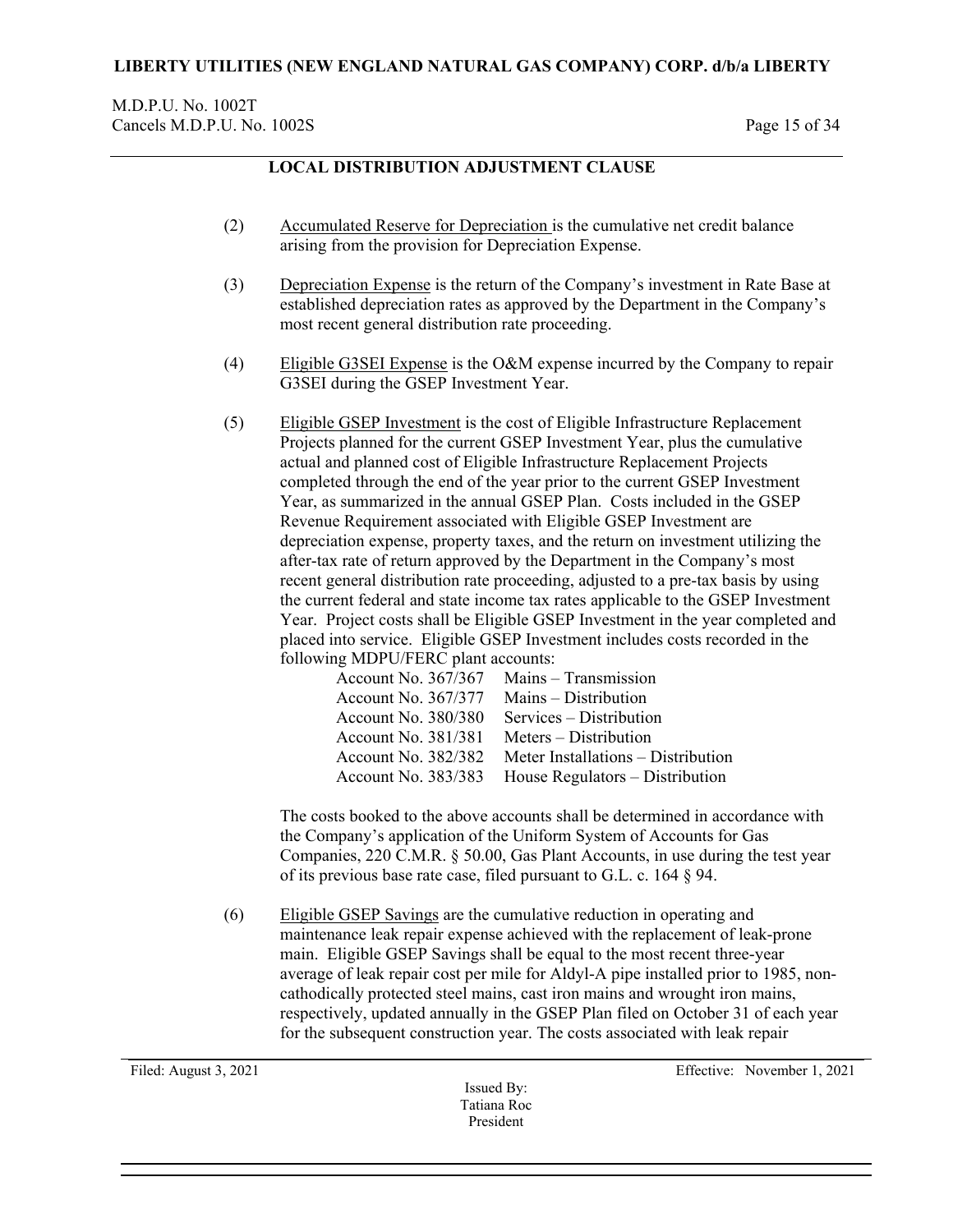## LOCAL DISTRIBUTION ADJUSTMENT CLAUSE

(2) Accumulated Reserve for Depreciation is the cumulative net credit balance arising from the provision for Depreciation Expense.

(3) Depreciation Expense is the return of the Company's investment in Rate Base at established depreciation rates as approved by the Department in the Company's most recent general distribution rate proceeding.

(4) Eligible G3SEI Expense is the O&M expense incurred by the Company to repair G3SEI during the GSEP Investment Year.

(5) Eligible GSEP Investment is the cost of Eligible Infrastructure Replacement Projects planned for the current GSEP Investment Year, plus the cumulative actual and planned cost of Eligible Infrastructure Replacement Projects completed through the end of the year prior to the current GSEP Investment Year, as summarized in the annual GSEP Plan. Costs included in the GSEP Revenue Requirement associated with Eligible GSEP Investment are depreciation expense, property taxes, and the return on investment utilizing the after-tax rate of return approved by the Department in the Company's most recent general distribution rate proceeding, adjusted to a pre-tax basis by using the current federal and state income tax rates applicable to the GSEP Investment Year. Project costs shall be Eligible GSEP Investment in the year completed and placed into service. Eligible GSEP Investment includes costs recorded in the following MDPU/FERC plant accounts:

| | |
|---|---|
| Account No. 367/367 | Mains – Transmission |
| Account No. 367/377 | Mains – Distribution |
| Account No. 380/380 | Services – Distribution |
| Account No. 381/381 | Meters – Distribution |
| Account No. 382/382 | Meter Installations – Distribution |
| Account No. 383/383 | House Regulators – Distribution |

The costs booked to the above accounts shall be determined in accordance with the Company's application of the Uniform System of Accounts for Gas Companies, 220 C.M.R. § 50.00, Gas Plant Accounts, in use during the test year of its previous base rate case, filed pursuant to G.L. c. 164 § 94.

(6) Eligible GSEP Savings are the cumulative reduction in operating and maintenance leak repair expense achieved with the replacement of leak-prone main. Eligible GSEP Savings shall be equal to the most recent three-year average of leak repair cost per mile for Aldyl-A pipe installed prior to 1985, non-cathodically protected steel mains, cast iron mains and wrought iron mains, respectively, updated annually in the GSEP Plan filed on October 31 of each year for the subsequent construction year. The costs associated with leak repair

Filed: August 3, 2021 Effective: November 1, 2021

Issued By:
Tatiana Roc
President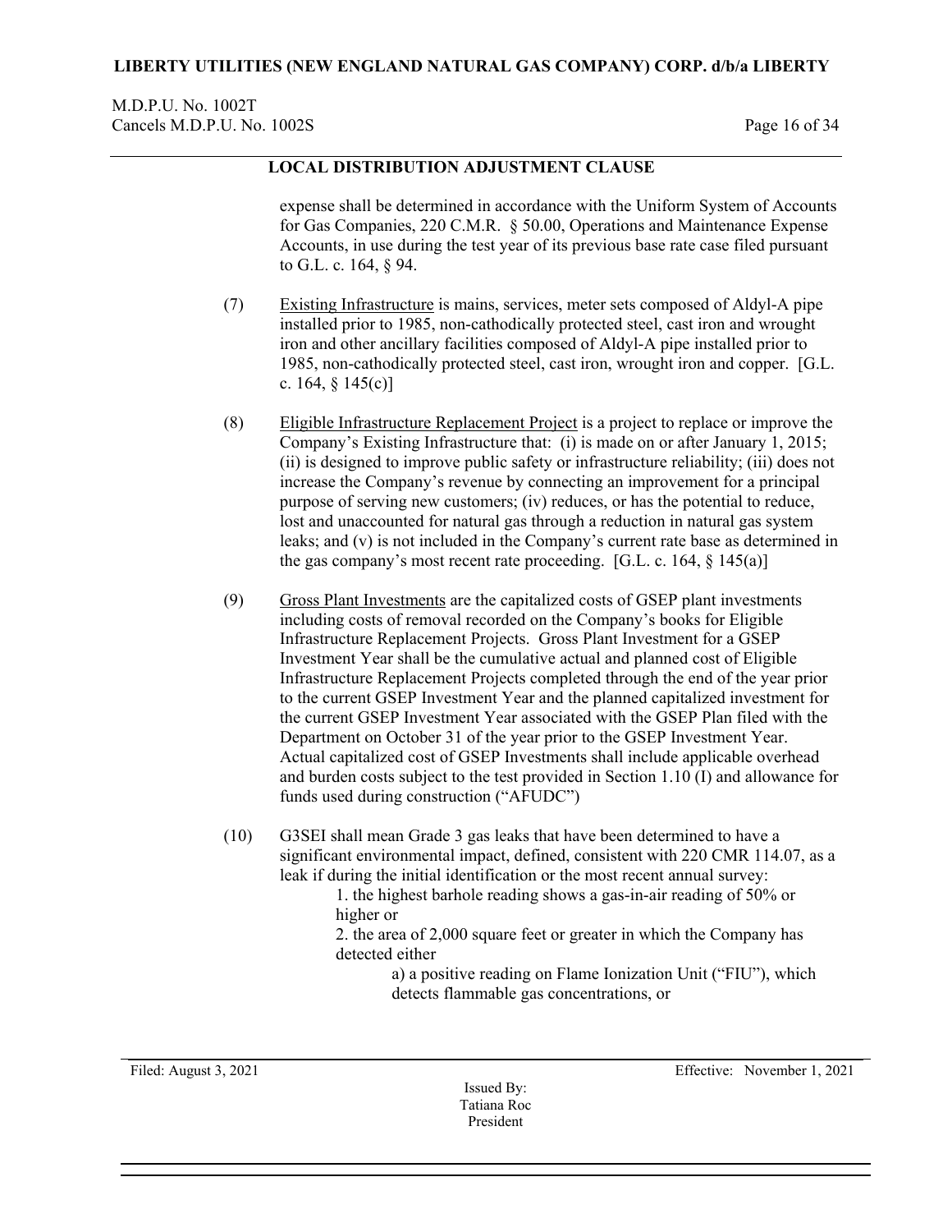## LOCAL DISTRIBUTION ADJUSTMENT CLAUSE

expense shall be determined in accordance with the Uniform System of Accounts for Gas Companies, 220 C.M.R. § 50.00, Operations and Maintenance Expense Accounts, in use during the test year of its previous base rate case filed pursuant to G.L. c. 164, § 94.

(7) Existing Infrastructure is mains, services, meter sets composed of Aldyl-A pipe installed prior to 1985, non-cathodically protected steel, cast iron and wrought iron and other ancillary facilities composed of Aldyl-A pipe installed prior to 1985, non-cathodically protected steel, cast iron, wrought iron and copper. [G.L. c. 164, § 145(c)]

(8) Eligible Infrastructure Replacement Project is a project to replace or improve the Company's Existing Infrastructure that: (i) is made on or after January 1, 2015; (ii) is designed to improve public safety or infrastructure reliability; (iii) does not increase the Company's revenue by connecting an improvement for a principal purpose of serving new customers; (iv) reduces, or has the potential to reduce, lost and unaccounted for natural gas through a reduction in natural gas system leaks; and (v) is not included in the Company's current rate base as determined in the gas company's most recent rate proceeding. [G.L. c. 164, § 145(a)]

(9) Gross Plant Investments are the capitalized costs of GSEP plant investments including costs of removal recorded on the Company's books for Eligible Infrastructure Replacement Projects. Gross Plant Investment for a GSEP Investment Year shall be the cumulative actual and planned cost of Eligible Infrastructure Replacement Projects completed through the end of the year prior to the current GSEP Investment Year and the planned capitalized investment for the current GSEP Investment Year associated with the GSEP Plan filed with the Department on October 31 of the year prior to the GSEP Investment Year. Actual capitalized cost of GSEP Investments shall include applicable overhead and burden costs subject to the test provided in Section 1.10 (I) and allowance for funds used during construction ("AFUDC")

(10) G3SEI shall mean Grade 3 gas leaks that have been determined to have a significant environmental impact, defined, consistent with 220 CMR 114.07, as a leak if during the initial identification or the most recent annual survey:

1. the highest barhole reading shows a gas-in-air reading of 50% or higher or

2. the area of 2,000 square feet or greater in which the Company has detected either

a) a positive reading on Flame Ionization Unit ("FIU"), which detects flammable gas concentrations, or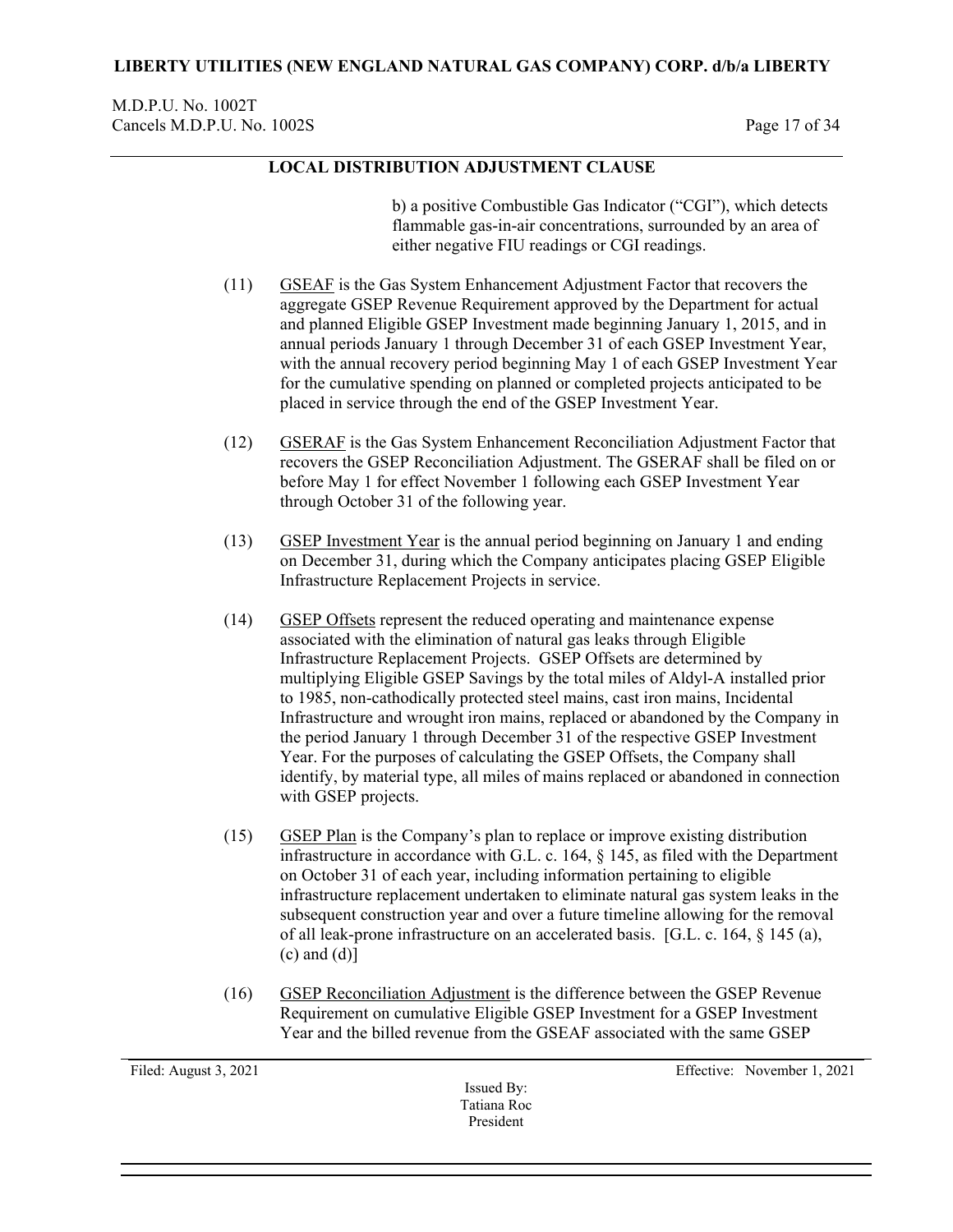## LOCAL DISTRIBUTION ADJUSTMENT CLAUSE

b) a positive Combustible Gas Indicator ("CGI"), which detects flammable gas-in-air concentrations, surrounded by an area of either negative FIU readings or CGI readings.

(11) GSEAF is the Gas System Enhancement Adjustment Factor that recovers the aggregate GSEP Revenue Requirement approved by the Department for actual and planned Eligible GSEP Investment made beginning January 1, 2015, and in annual periods January 1 through December 31 of each GSEP Investment Year, with the annual recovery period beginning May 1 of each GSEP Investment Year for the cumulative spending on planned or completed projects anticipated to be placed in service through the end of the GSEP Investment Year.

(12) GSERAF is the Gas System Enhancement Reconciliation Adjustment Factor that recovers the GSEP Reconciliation Adjustment. The GSERAF shall be filed on or before May 1 for effect November 1 following each GSEP Investment Year through October 31 of the following year.

(13) GSEP Investment Year is the annual period beginning on January 1 and ending on December 31, during which the Company anticipates placing GSEP Eligible Infrastructure Replacement Projects in service.

(14) GSEP Offsets represent the reduced operating and maintenance expense associated with the elimination of natural gas leaks through Eligible Infrastructure Replacement Projects. GSEP Offsets are determined by multiplying Eligible GSEP Savings by the total miles of Aldyl-A installed prior to 1985, non-cathodically protected steel mains, cast iron mains, Incidental Infrastructure and wrought iron mains, replaced or abandoned by the Company in the period January 1 through December 31 of the respective GSEP Investment Year. For the purposes of calculating the GSEP Offsets, the Company shall identify, by material type, all miles of mains replaced or abandoned in connection with GSEP projects.

(15) GSEP Plan is the Company's plan to replace or improve existing distribution infrastructure in accordance with G.L. c. 164, § 145, as filed with the Department on October 31 of each year, including information pertaining to eligible infrastructure replacement undertaken to eliminate natural gas system leaks in the subsequent construction year and over a future timeline allowing for the removal of all leak-prone infrastructure on an accelerated basis. [G.L. c. 164, § 145 (a), (c) and (d)]

(16) GSEP Reconciliation Adjustment is the difference between the GSEP Revenue Requirement on cumulative Eligible GSEP Investment for a GSEP Investment Year and the billed revenue from the GSEAF associated with the same GSEP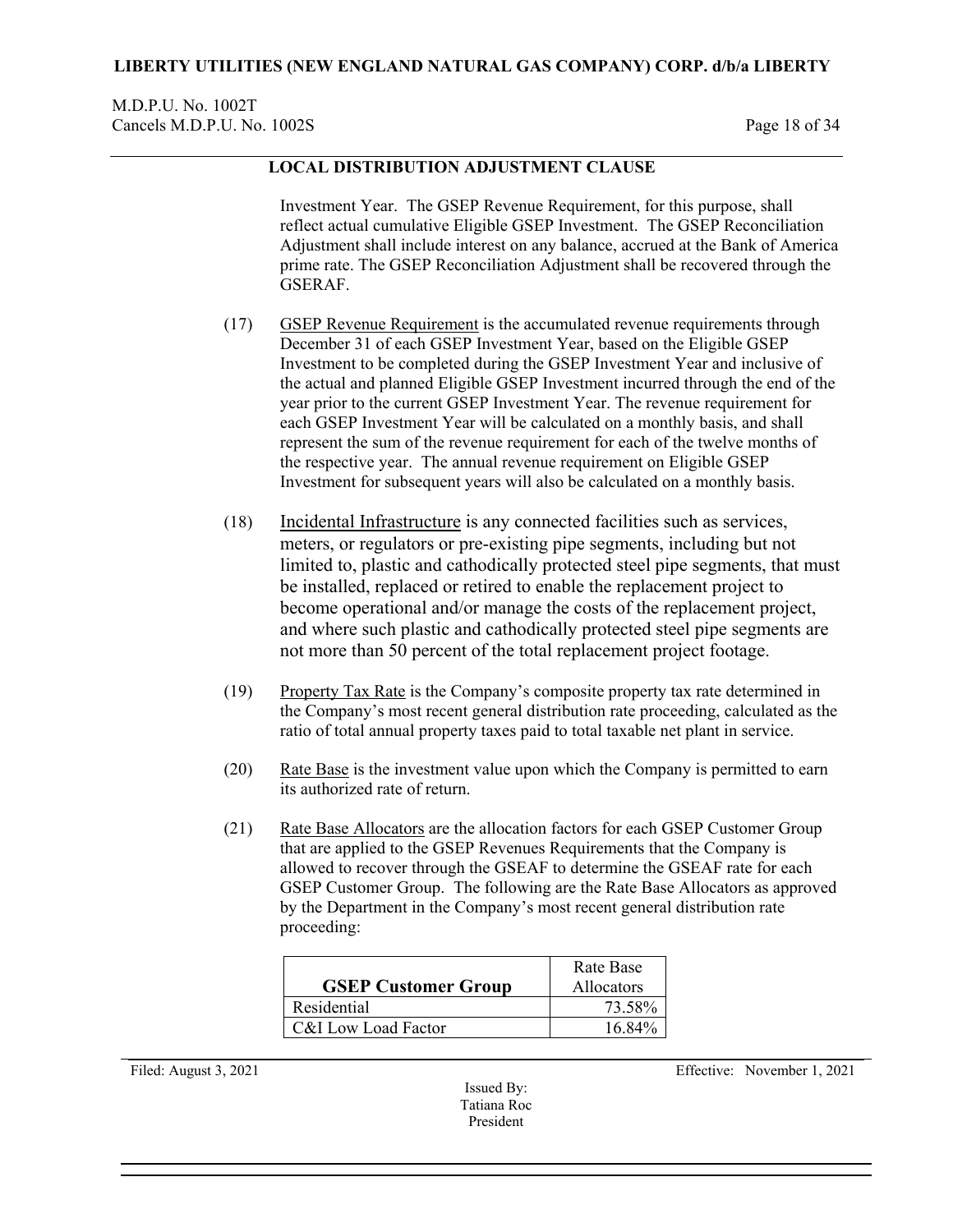## LOCAL DISTRIBUTION ADJUSTMENT CLAUSE

Investment Year. The GSEP Revenue Requirement, for this purpose, shall reflect actual cumulative Eligible GSEP Investment. The GSEP Reconciliation Adjustment shall include interest on any balance, accrued at the Bank of America prime rate. The GSEP Reconciliation Adjustment shall be recovered through the GSERAF.

(17) GSEP Revenue Requirement is the accumulated revenue requirements through December 31 of each GSEP Investment Year, based on the Eligible GSEP Investment to be completed during the GSEP Investment Year and inclusive of the actual and planned Eligible GSEP Investment incurred through the end of the year prior to the current GSEP Investment Year. The revenue requirement for each GSEP Investment Year will be calculated on a monthly basis, and shall represent the sum of the revenue requirement for each of the twelve months of the respective year. The annual revenue requirement on Eligible GSEP Investment for subsequent years will also be calculated on a monthly basis.

(18) Incidental Infrastructure is any connected facilities such as services, meters, or regulators or pre-existing pipe segments, including but not limited to, plastic and cathodically protected steel pipe segments, that must be installed, replaced or retired to enable the replacement project to become operational and/or manage the costs of the replacement project, and where such plastic and cathodically protected steel pipe segments are not more than 50 percent of the total replacement project footage.

(19) Property Tax Rate is the Company's composite property tax rate determined in the Company's most recent general distribution rate proceeding, calculated as the ratio of total annual property taxes paid to total taxable net plant in service.

(20) Rate Base is the investment value upon which the Company is permitted to earn its authorized rate of return.

(21) Rate Base Allocators are the allocation factors for each GSEP Customer Group that are applied to the GSEP Revenues Requirements that the Company is allowed to recover through the GSEAF to determine the GSEAF rate for each GSEP Customer Group. The following are the Rate Base Allocators as approved by the Department in the Company's most recent general distribution rate proceeding:

| GSEP Customer Group | Rate Base Allocators |
|---|---|
| Residential | 73.58% |
| C&I Low Load Factor | 16.84% |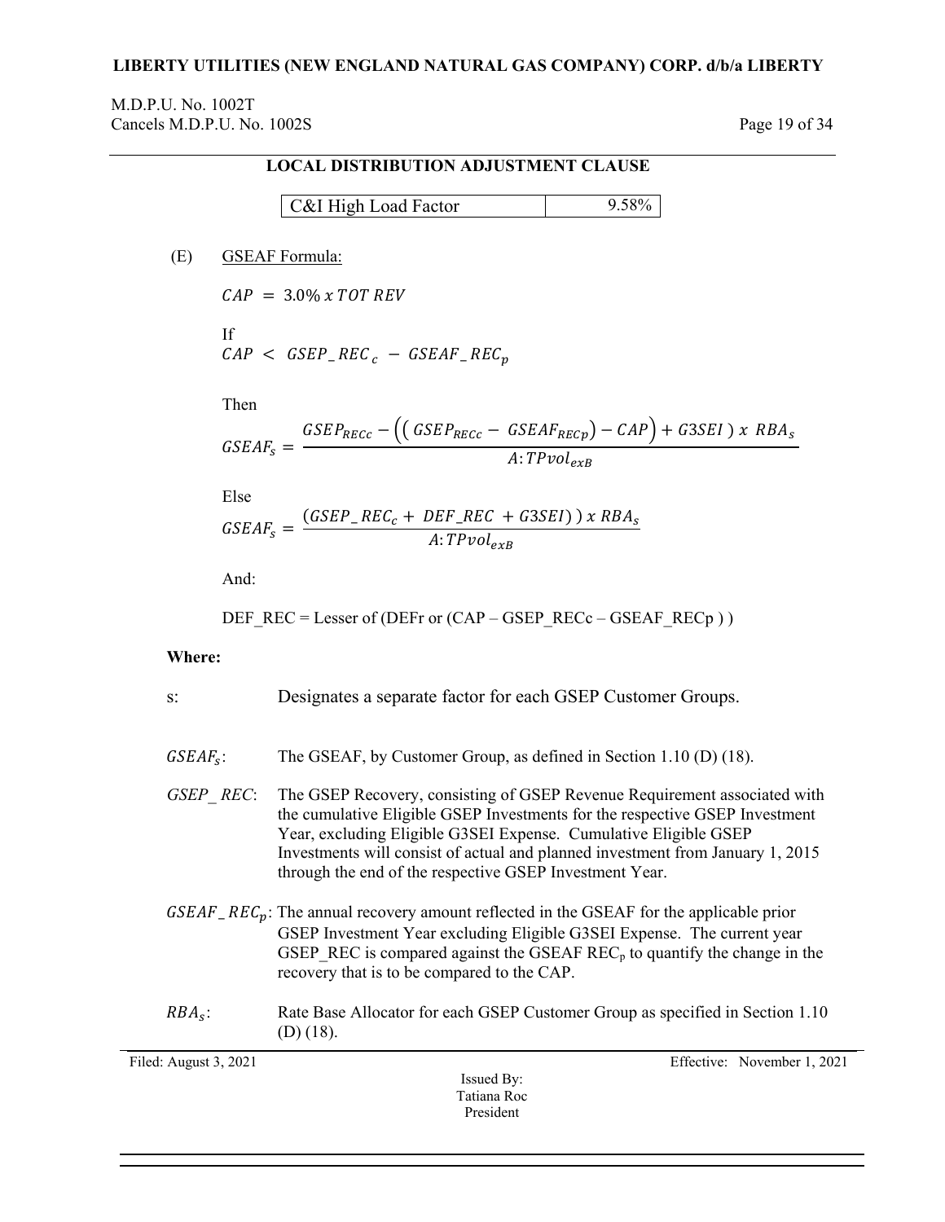## LOCAL DISTRIBUTION ADJUSTMENT CLAUSE

| C&I High Load Factor | 9.58% |
|---|---|

(E) GSEAF Formula:

$$CAP = 3.0\%\ x\ TOT\ REV$$

If

$$CAP < GSEP\_REC_c - GSEAF\_REC_p$$

Then

$$GSEAF_s = \frac{GSEP_{RECc} - \left(\left(GSEP_{RECc} - GSEAF_{RECp}\right) - CAP\right) + G3SEI\ )\ x\ RBA_s}{A{:}TPvol_{exB}}$$

Else

$$GSEAF_s = \frac{(GSEP\_REC_c + DEF\_REC + G3SEI)\ )\ x\ RBA_s}{A{:}TPvol_{exB}}$$

And:

DEF_REC = Lesser of (DEFr or (CAP – GSEP_RECc – GSEAF_RECp ) )

**Where:**

s: Designates a separate factor for each GSEP Customer Groups.

$GSEAF_s$: The GSEAF, by Customer Group, as defined in Section 1.10 (D) (18).

$GSEP\_REC$: The GSEP Recovery, consisting of GSEP Revenue Requirement associated with the cumulative Eligible GSEP Investments for the respective GSEP Investment Year, excluding Eligible G3SEI Expense. Cumulative Eligible GSEP Investments will consist of actual and planned investment from January 1, 2015 through the end of the respective GSEP Investment Year.

$GSEAF\_REC_p$: The annual recovery amount reflected in the GSEAF for the applicable prior GSEP Investment Year excluding Eligible G3SEI Expense. The current year GSEP_REC is compared against the GSEAF $REC_p$ to quantify the change in the recovery that is to be compared to the CAP.

$RBA_s$: Rate Base Allocator for each GSEP Customer Group as specified in Section 1.10 (D) (18).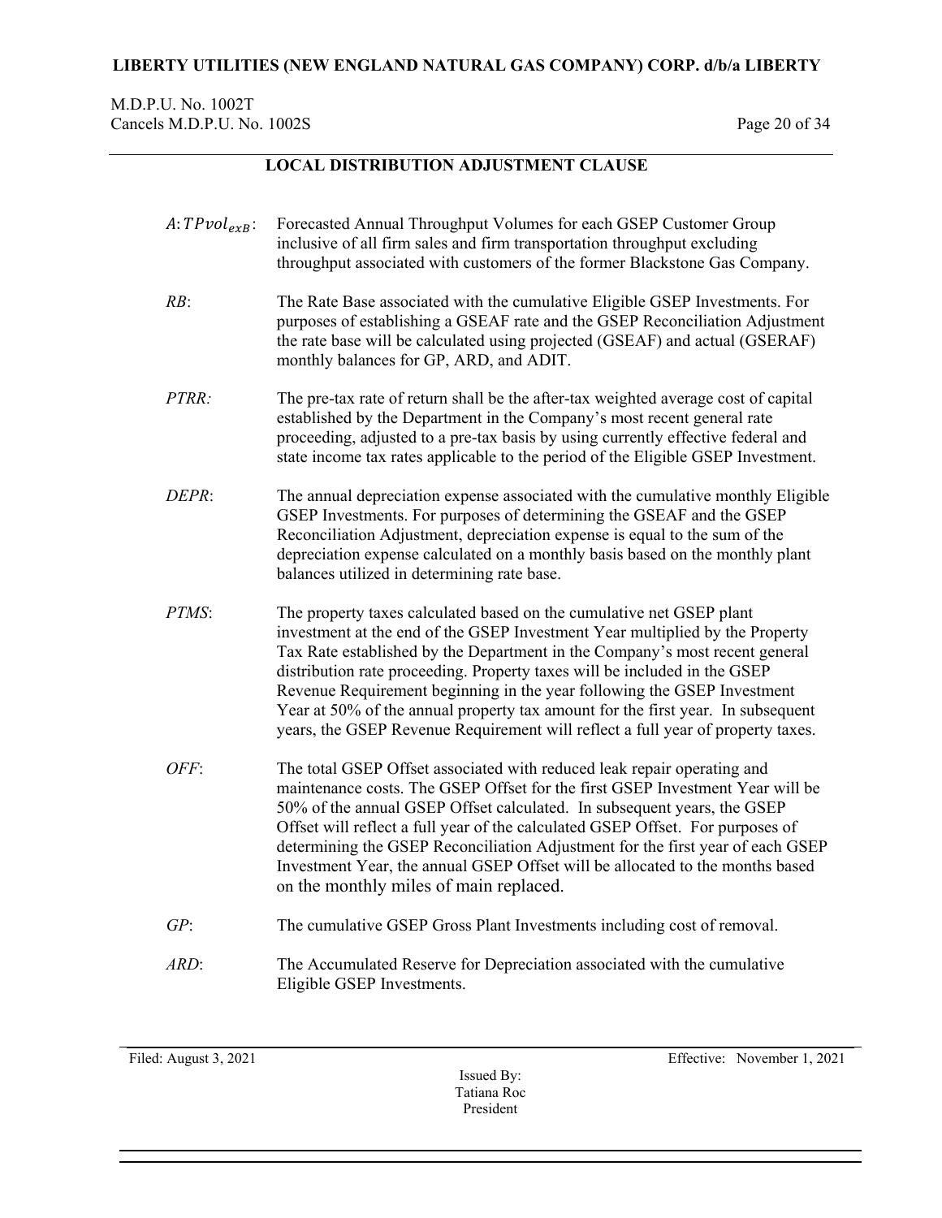## LOCAL DISTRIBUTION ADJUSTMENT CLAUSE

$A{:}TPvol_{exB}$: Forecasted Annual Throughput Volumes for each GSEP Customer Group inclusive of all firm sales and firm transportation throughput excluding throughput associated with customers of the former Blackstone Gas Company.

*RB*: The Rate Base associated with the cumulative Eligible GSEP Investments. For purposes of establishing a GSEAF rate and the GSEP Reconciliation Adjustment the rate base will be calculated using projected (GSEAF) and actual (GSERAF) monthly balances for GP, ARD, and ADIT.

*PTRR:* The pre-tax rate of return shall be the after-tax weighted average cost of capital established by the Department in the Company's most recent general rate proceeding, adjusted to a pre-tax basis by using currently effective federal and state income tax rates applicable to the period of the Eligible GSEP Investment.

*DEPR*: The annual depreciation expense associated with the cumulative monthly Eligible GSEP Investments. For purposes of determining the GSEAF and the GSEP Reconciliation Adjustment, depreciation expense is equal to the sum of the depreciation expense calculated on a monthly basis based on the monthly plant balances utilized in determining rate base.

*PTMS*: The property taxes calculated based on the cumulative net GSEP plant investment at the end of the GSEP Investment Year multiplied by the Property Tax Rate established by the Department in the Company's most recent general distribution rate proceeding. Property taxes will be included in the GSEP Revenue Requirement beginning in the year following the GSEP Investment Year at 50% of the annual property tax amount for the first year. In subsequent years, the GSEP Revenue Requirement will reflect a full year of property taxes.

*OFF*: The total GSEP Offset associated with reduced leak repair operating and maintenance costs. The GSEP Offset for the first GSEP Investment Year will be 50% of the annual GSEP Offset calculated. In subsequent years, the GSEP Offset will reflect a full year of the calculated GSEP Offset. For purposes of determining the GSEP Reconciliation Adjustment for the first year of each GSEP Investment Year, the annual GSEP Offset will be allocated to the months based on the monthly miles of main replaced.

*GP*: The cumulative GSEP Gross Plant Investments including cost of removal.

*ARD*: The Accumulated Reserve for Depreciation associated with the cumulative Eligible GSEP Investments.

Filed: August 3, 2021

Effective: November 1, 2021

Issued By:
Tatiana Roc
President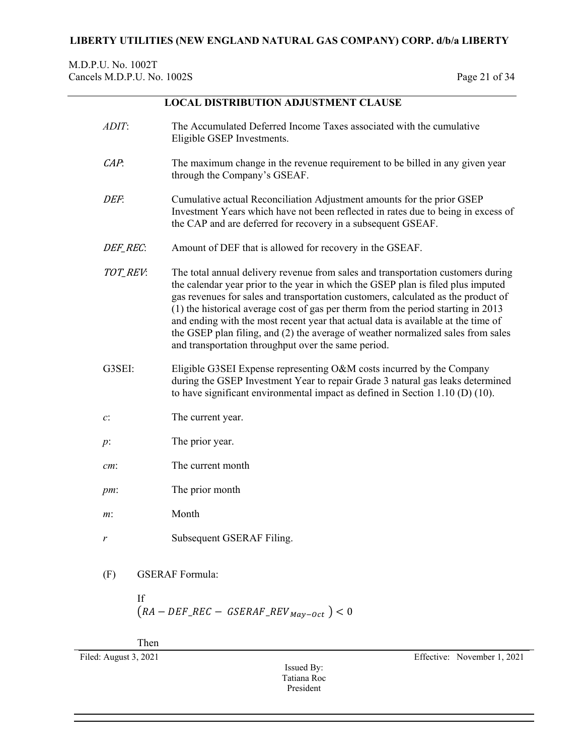## LOCAL DISTRIBUTION ADJUSTMENT CLAUSE

*ADIT*: The Accumulated Deferred Income Taxes associated with the cumulative Eligible GSEP Investments.

*CAP*: The maximum change in the revenue requirement to be billed in any given year through the Company's GSEAF.

*DEF*: Cumulative actual Reconciliation Adjustment amounts for the prior GSEP Investment Years which have not been reflected in rates due to being in excess of the CAP and are deferred for recovery in a subsequent GSEAF.

*DEF_REC*: Amount of DEF that is allowed for recovery in the GSEAF.

*TOT_REV*: The total annual delivery revenue from sales and transportation customers during the calendar year prior to the year in which the GSEP plan is filed plus imputed gas revenues for sales and transportation customers, calculated as the product of (1) the historical average cost of gas per therm from the period starting in 2013 and ending with the most recent year that actual data is available at the time of the GSEP plan filing, and (2) the average of weather normalized sales from sales and transportation throughput over the same period.

G3SEI: Eligible G3SEI Expense representing O&M costs incurred by the Company during the GSEP Investment Year to repair Grade 3 natural gas leaks determined to have significant environmental impact as defined in Section 1.10 (D) (10).

*c*: The current year.

*p*: The prior year.

*cm*: The current month

*pm*: The prior month

*m*: Month

*r* Subsequent GSERAF Filing.

(F) GSERAF Formula:

If

$$\left(RA - DEF\_REC - \ GSERAF\_REV_{May-Oct}\ \right) < 0$$

Then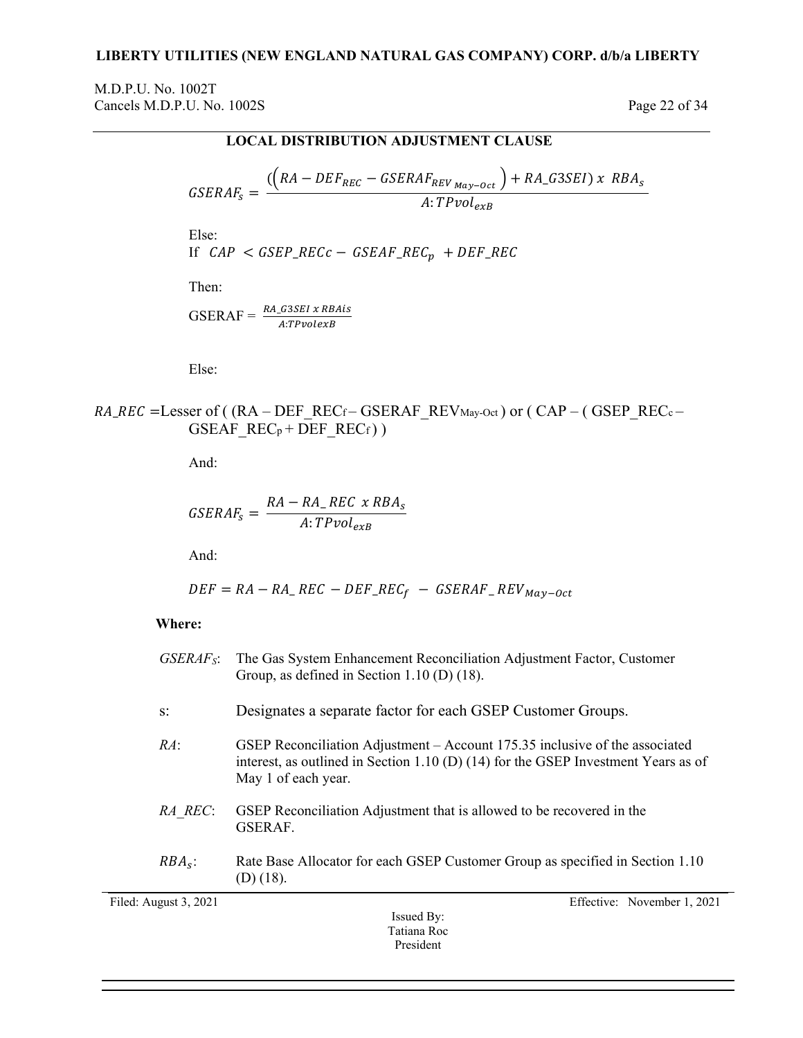## LOCAL DISTRIBUTION ADJUSTMENT CLAUSE

$$GSERAF_s = \frac{((RA - DEF_{REC} - GSERAF_{REV_{May-Oct}}) + RA\_G3SEI)\ x\ RBA_s}{A{:}TPvol_{exB}}$$

Else:

If $CAP < GSEP\_RECc - GSEAF\_REC_p + DEF\_REC$

Then:

GSERAF = $\frac{RA\_G3SEI\ x\ RBAis}{A{:}TPvolexB}$

Else:

$RA\_REC$ =Lesser of ( (RA – DEF_REC$_f$ – GSERAF_REV$_{May\text{-}Oct}$ ) or ( CAP – ( GSEP_REC$_c$ – GSEAF_REC$_p$ + DEF_REC$_f$ ) )

And:

$$GSERAF_s = \frac{RA - RA\_REC\ x\ RBA_s}{A{:}TPvol_{exB}}$$

And:

$$DEF = RA - RA\_REC - DEF\_REC_f - GSERAF\_REV_{May-Oct}$$

**Where:**

| | |
|---|---|
| $GSERAF_S$: | The Gas System Enhancement Reconciliation Adjustment Factor, Customer Group, as defined in Section 1.10 (D) (18). |
| s: | Designates a separate factor for each GSEP Customer Groups. |
| *RA*: | GSEP Reconciliation Adjustment – Account 175.35 inclusive of the associated interest, as outlined in Section 1.10 (D) (14) for the GSEP Investment Years as of May 1 of each year. |
| *RA_REC*: | GSEP Reconciliation Adjustment that is allowed to be recovered in the GSERAF. |
| $RBA_s$: | Rate Base Allocator for each GSEP Customer Group as specified in Section 1.10 (D) (18). |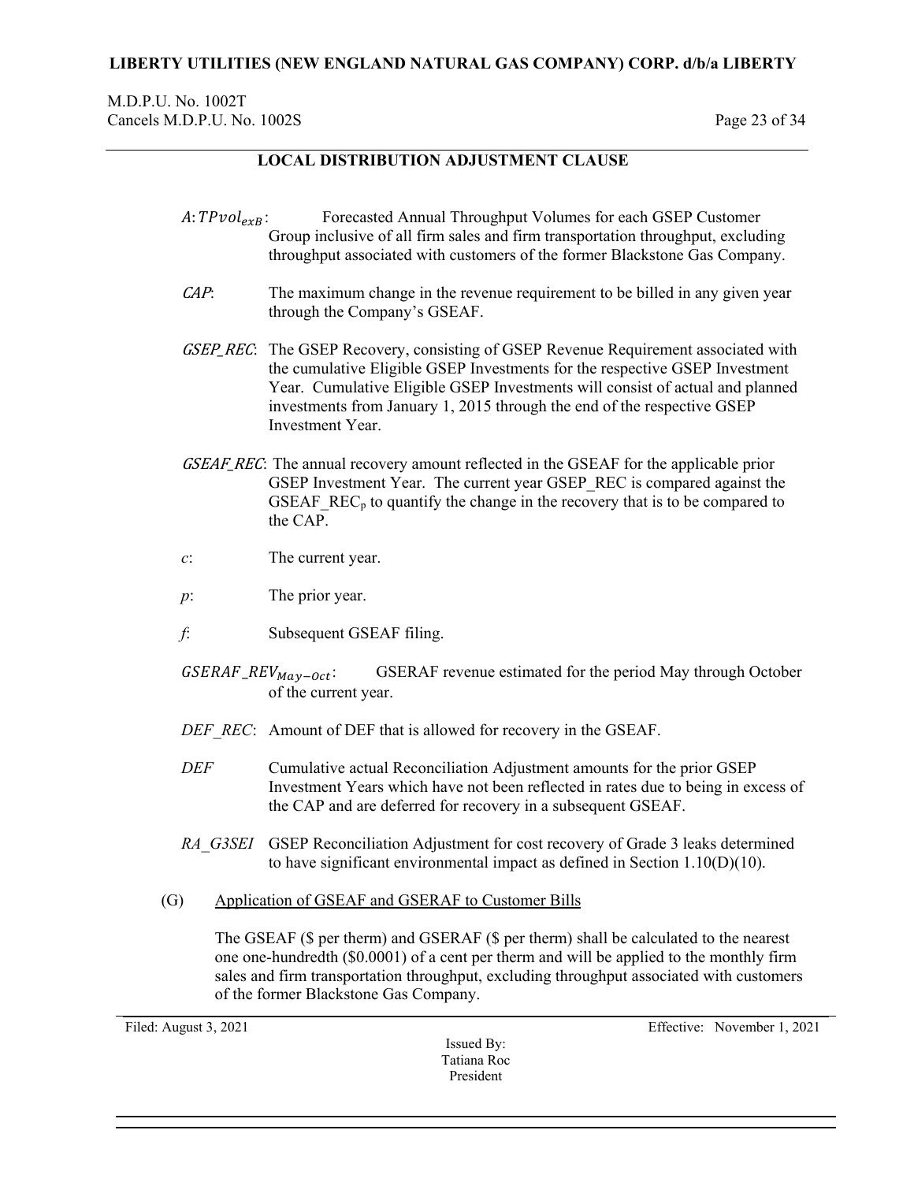## LOCAL DISTRIBUTION ADJUSTMENT CLAUSE

$A{:}TPvol_{exB}$: Forecasted Annual Throughput Volumes for each GSEP Customer Group inclusive of all firm sales and firm transportation throughput, excluding throughput associated with customers of the former Blackstone Gas Company.

*CAP*: The maximum change in the revenue requirement to be billed in any given year through the Company's GSEAF.

*GSEP_REC*: The GSEP Recovery, consisting of GSEP Revenue Requirement associated with the cumulative Eligible GSEP Investments for the respective GSEP Investment Year. Cumulative Eligible GSEP Investments will consist of actual and planned investments from January 1, 2015 through the end of the respective GSEP Investment Year.

*GSEAF_REC*: The annual recovery amount reflected in the GSEAF for the applicable prior GSEP Investment Year. The current year GSEP_REC is compared against the $GSEAF\_REC_p$ to quantify the change in the recovery that is to be compared to the CAP.

*c*: The current year.

*p*: The prior year.

*f*: Subsequent GSEAF filing.

$GSERAF\_REV_{May-Oct}$: GSERAF revenue estimated for the period May through October of the current year.

*DEF_REC*: Amount of DEF that is allowed for recovery in the GSEAF.

*DEF* Cumulative actual Reconciliation Adjustment amounts for the prior GSEP Investment Years which have not been reflected in rates due to being in excess of the CAP and are deferred for recovery in a subsequent GSEAF.

*RA_G3SEI* GSEP Reconciliation Adjustment for cost recovery of Grade 3 leaks determined to have significant environmental impact as defined in Section 1.10(D)(10).

(G) Application of GSEAF and GSERAF to Customer Bills

The GSEAF ($ per therm) and GSERAF ($ per therm) shall be calculated to the nearest one one-hundredth ($0.0001) of a cent per therm and will be applied to the monthly firm sales and firm transportation throughput, excluding throughput associated with customers of the former Blackstone Gas Company.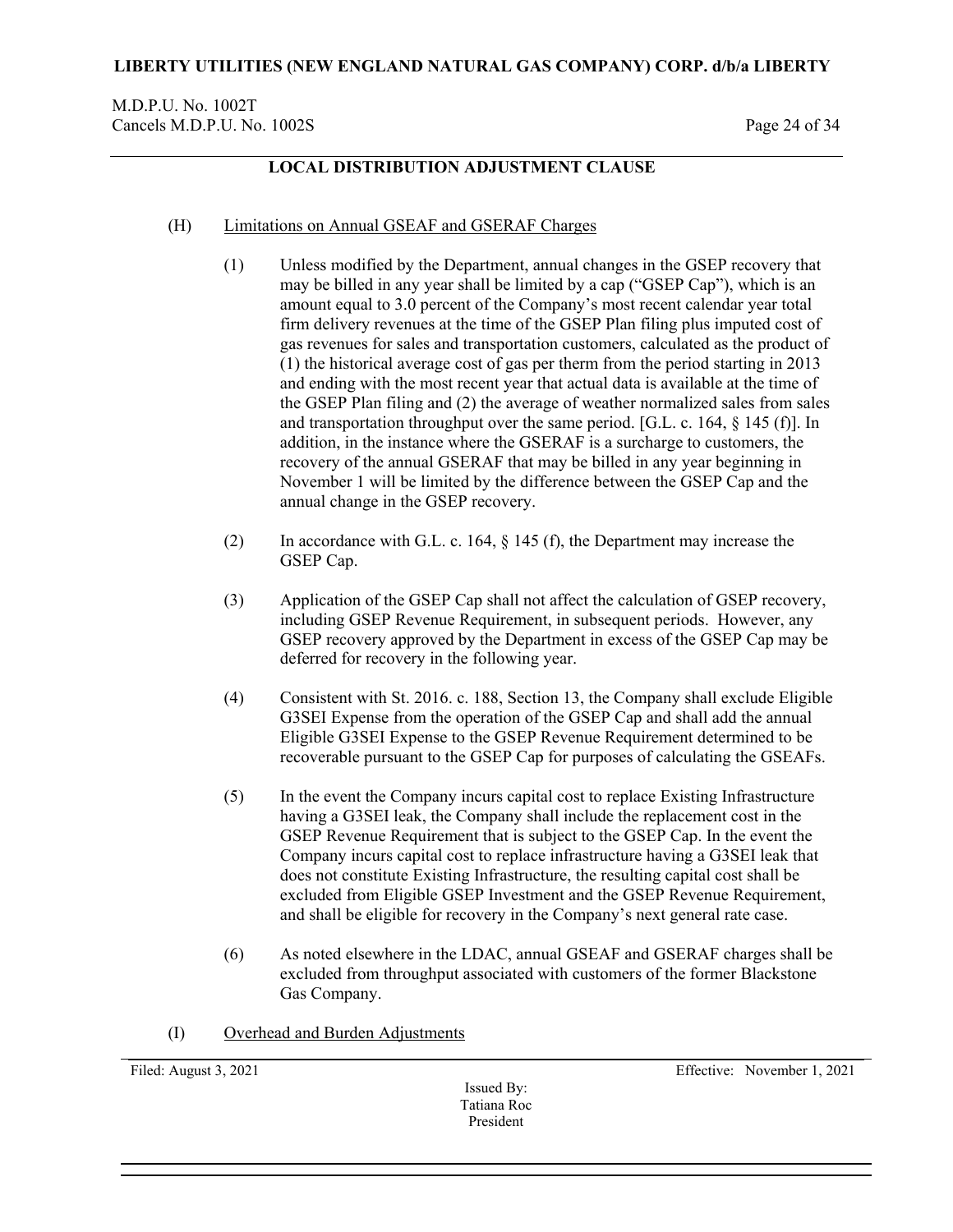## LOCAL DISTRIBUTION ADJUSTMENT CLAUSE

(H) Limitations on Annual GSEAF and GSERAF Charges

(1) Unless modified by the Department, annual changes in the GSEP recovery that may be billed in any year shall be limited by a cap ("GSEP Cap"), which is an amount equal to 3.0 percent of the Company's most recent calendar year total firm delivery revenues at the time of the GSEP Plan filing plus imputed cost of gas revenues for sales and transportation customers, calculated as the product of (1) the historical average cost of gas per therm from the period starting in 2013 and ending with the most recent year that actual data is available at the time of the GSEP Plan filing and (2) the average of weather normalized sales from sales and transportation throughput over the same period. [G.L. c. 164, § 145 (f)]. In addition, in the instance where the GSERAF is a surcharge to customers, the recovery of the annual GSERAF that may be billed in any year beginning in November 1 will be limited by the difference between the GSEP Cap and the annual change in the GSEP recovery.

(2) In accordance with G.L. c. 164, § 145 (f), the Department may increase the GSEP Cap.

(3) Application of the GSEP Cap shall not affect the calculation of GSEP recovery, including GSEP Revenue Requirement, in subsequent periods. However, any GSEP recovery approved by the Department in excess of the GSEP Cap may be deferred for recovery in the following year.

(4) Consistent with St. 2016. c. 188, Section 13, the Company shall exclude Eligible G3SEI Expense from the operation of the GSEP Cap and shall add the annual Eligible G3SEI Expense to the GSEP Revenue Requirement determined to be recoverable pursuant to the GSEP Cap for purposes of calculating the GSEAFs.

(5) In the event the Company incurs capital cost to replace Existing Infrastructure having a G3SEI leak, the Company shall include the replacement cost in the GSEP Revenue Requirement that is subject to the GSEP Cap. In the event the Company incurs capital cost to replace infrastructure having a G3SEI leak that does not constitute Existing Infrastructure, the resulting capital cost shall be excluded from Eligible GSEP Investment and the GSEP Revenue Requirement, and shall be eligible for recovery in the Company's next general rate case.

(6) As noted elsewhere in the LDAC, annual GSEAF and GSERAF charges shall be excluded from throughput associated with customers of the former Blackstone Gas Company.

(I) Overhead and Burden Adjustments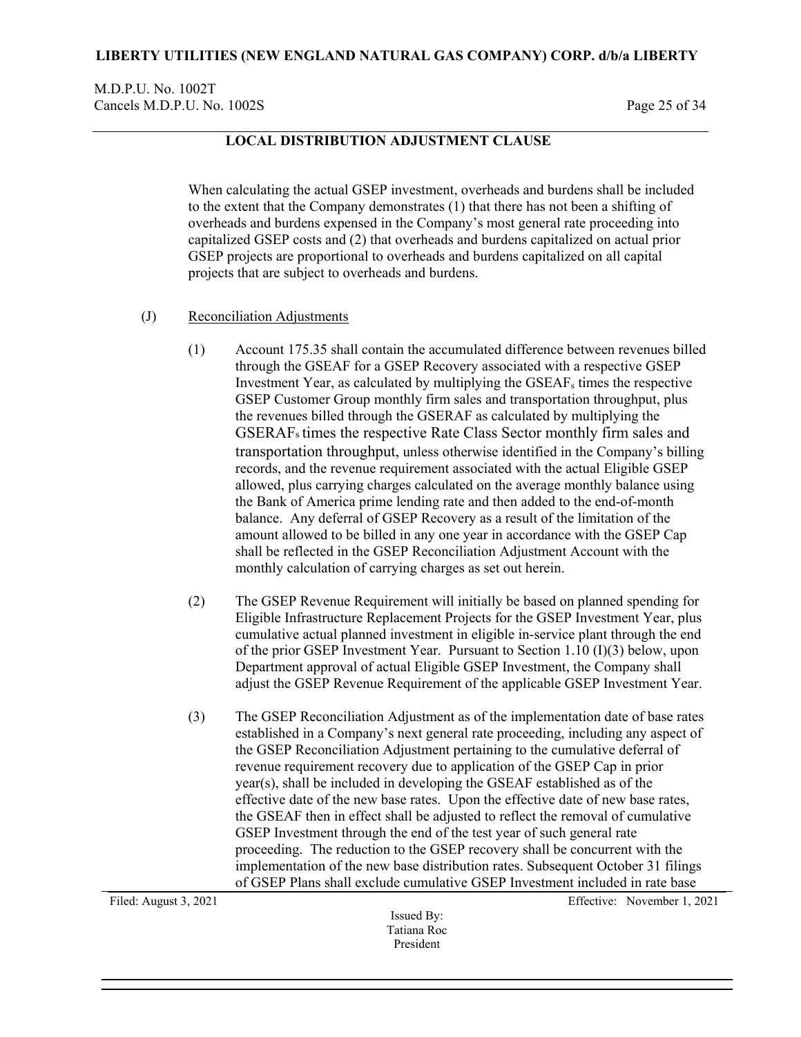## LOCAL DISTRIBUTION ADJUSTMENT CLAUSE

When calculating the actual GSEP investment, overheads and burdens shall be included to the extent that the Company demonstrates (1) that there has not been a shifting of overheads and burdens expensed in the Company's most general rate proceeding into capitalized GSEP costs and (2) that overheads and burdens capitalized on actual prior GSEP projects are proportional to overheads and burdens capitalized on all capital projects that are subject to overheads and burdens.

(J) Reconciliation Adjustments

(1) Account 175.35 shall contain the accumulated difference between revenues billed through the GSEAF for a GSEP Recovery associated with a respective GSEP Investment Year, as calculated by multiplying the $GSEAF_s$ times the respective GSEP Customer Group monthly firm sales and transportation throughput, plus the revenues billed through the GSERAF as calculated by multiplying the $GSERAF_s$ times the respective Rate Class Sector monthly firm sales and transportation throughput, unless otherwise identified in the Company's billing records, and the revenue requirement associated with the actual Eligible GSEP allowed, plus carrying charges calculated on the average monthly balance using the Bank of America prime lending rate and then added to the end-of-month balance. Any deferral of GSEP Recovery as a result of the limitation of the amount allowed to be billed in any one year in accordance with the GSEP Cap shall be reflected in the GSEP Reconciliation Adjustment Account with the monthly calculation of carrying charges as set out herein.

(2) The GSEP Revenue Requirement will initially be based on planned spending for Eligible Infrastructure Replacement Projects for the GSEP Investment Year, plus cumulative actual planned investment in eligible in-service plant through the end of the prior GSEP Investment Year. Pursuant to Section 1.10 (I)(3) below, upon Department approval of actual Eligible GSEP Investment, the Company shall adjust the GSEP Revenue Requirement of the applicable GSEP Investment Year.

(3) The GSEP Reconciliation Adjustment as of the implementation date of base rates established in a Company's next general rate proceeding, including any aspect of the GSEP Reconciliation Adjustment pertaining to the cumulative deferral of revenue requirement recovery due to application of the GSEP Cap in prior year(s), shall be included in developing the GSEAF established as of the effective date of the new base rates. Upon the effective date of new base rates, the GSEAF then in effect shall be adjusted to reflect the removal of cumulative GSEP Investment through the end of the test year of such general rate proceeding. The reduction to the GSEP recovery shall be concurrent with the implementation of the new base distribution rates. Subsequent October 31 filings of GSEP Plans shall exclude cumulative GSEP Investment included in rate base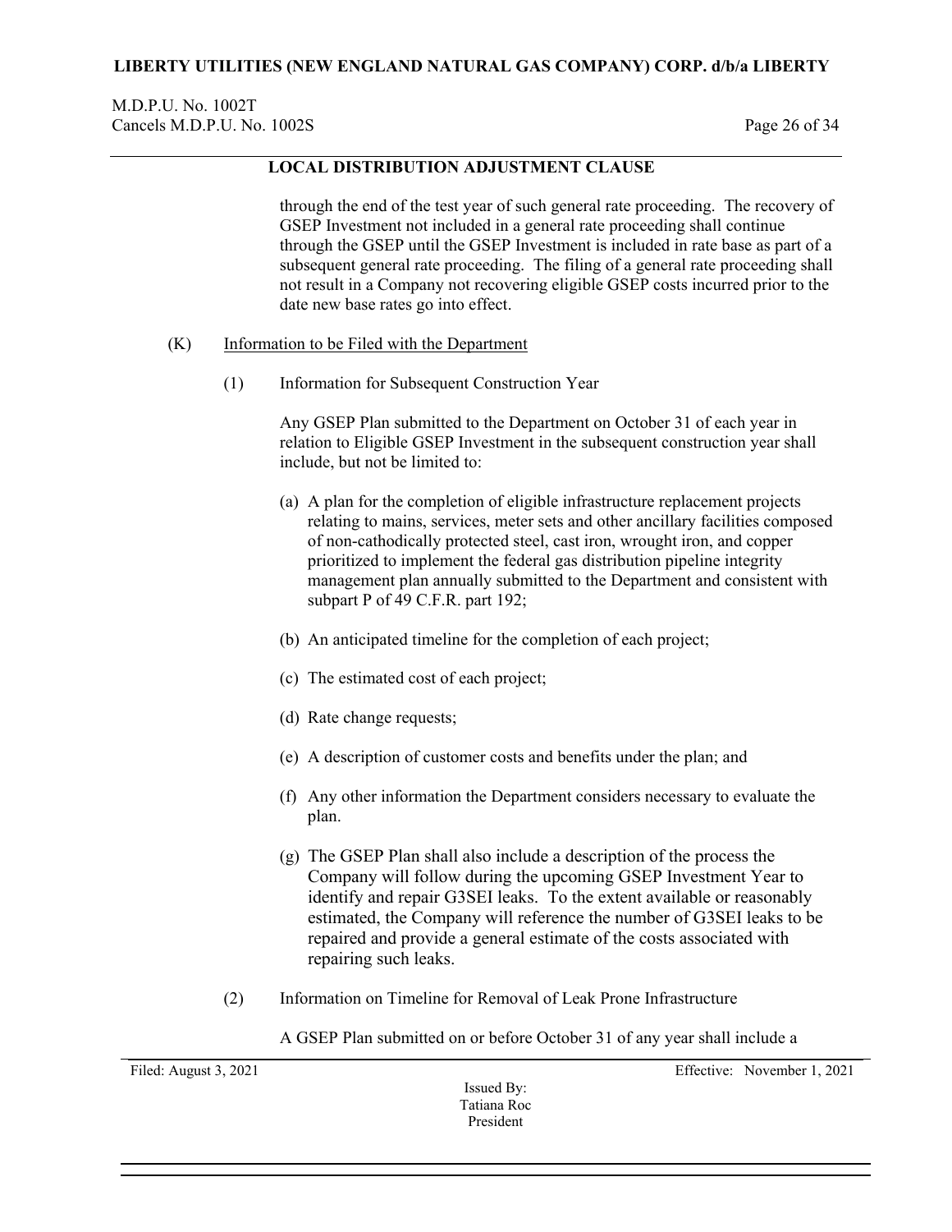through the end of the test year of such general rate proceeding. The recovery of GSEP Investment not included in a general rate proceeding shall continue through the GSEP until the GSEP Investment is included in rate base as part of a subsequent general rate proceeding. The filing of a general rate proceeding shall not result in a Company not recovering eligible GSEP costs incurred prior to the date new base rates go into effect.

(K) Information to be Filed with the Department

(1) Information for Subsequent Construction Year

Any GSEP Plan submitted to the Department on October 31 of each year in relation to Eligible GSEP Investment in the subsequent construction year shall include, but not be limited to:

(a) A plan for the completion of eligible infrastructure replacement projects relating to mains, services, meter sets and other ancillary facilities composed of non-cathodically protected steel, cast iron, wrought iron, and copper prioritized to implement the federal gas distribution pipeline integrity management plan annually submitted to the Department and consistent with subpart P of 49 C.F.R. part 192;

(b) An anticipated timeline for the completion of each project;

(c) The estimated cost of each project;

(d) Rate change requests;

(e) A description of customer costs and benefits under the plan; and

(f) Any other information the Department considers necessary to evaluate the plan.

(g) The GSEP Plan shall also include a description of the process the Company will follow during the upcoming GSEP Investment Year to identify and repair G3SEI leaks. To the extent available or reasonably estimated, the Company will reference the number of G3SEI leaks to be repaired and provide a general estimate of the costs associated with repairing such leaks.

(2) Information on Timeline for Removal of Leak Prone Infrastructure

A GSEP Plan submitted on or before October 31 of any year shall include a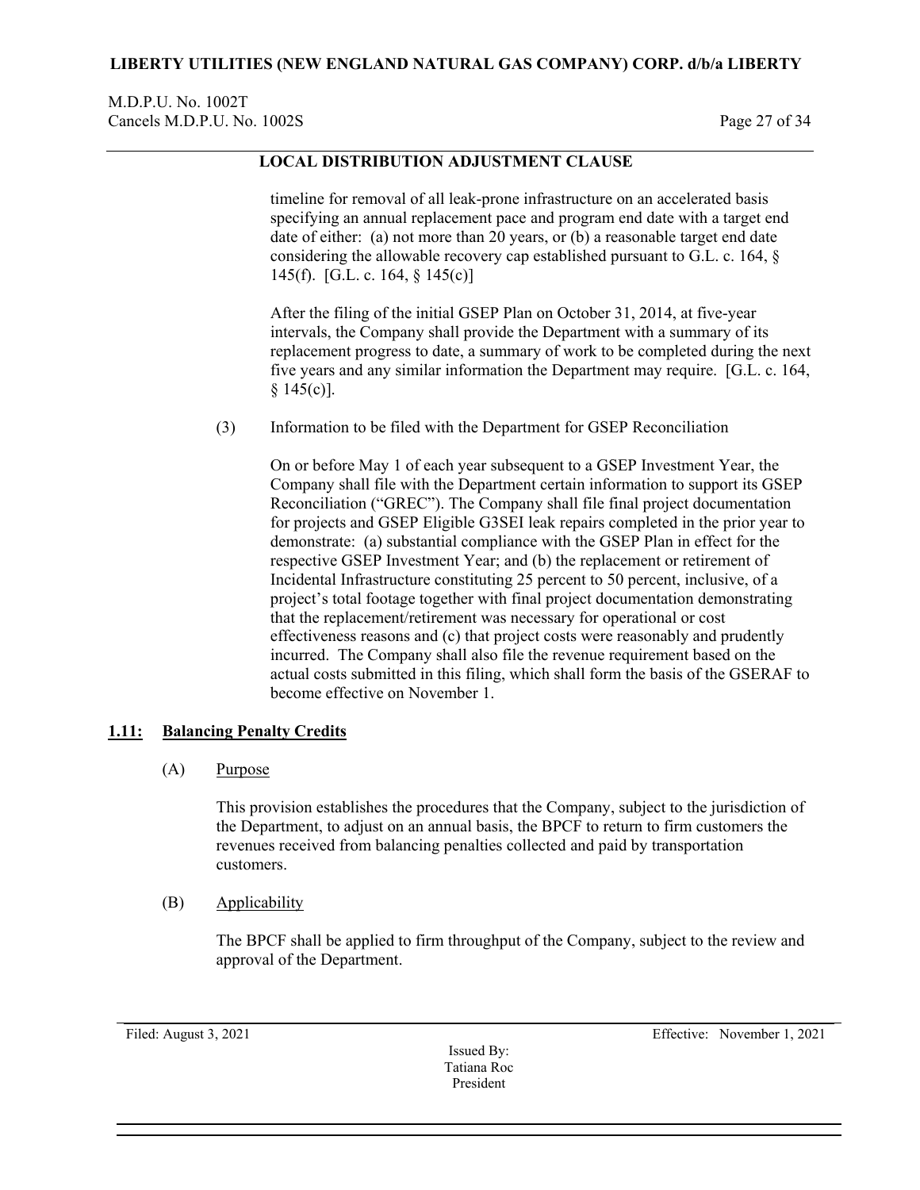timeline for removal of all leak-prone infrastructure on an accelerated basis specifying an annual replacement pace and program end date with a target end date of either: (a) not more than 20 years, or (b) a reasonable target end date considering the allowable recovery cap established pursuant to G.L. c. 164, § 145(f). [G.L. c. 164, § 145(c)]

After the filing of the initial GSEP Plan on October 31, 2014, at five-year intervals, the Company shall provide the Department with a summary of its replacement progress to date, a summary of work to be completed during the next five years and any similar information the Department may require. [G.L. c. 164, § 145(c)].

(3) Information to be filed with the Department for GSEP Reconciliation

On or before May 1 of each year subsequent to a GSEP Investment Year, the Company shall file with the Department certain information to support its GSEP Reconciliation ("GREC"). The Company shall file final project documentation for projects and GSEP Eligible G3SEI leak repairs completed in the prior year to demonstrate: (a) substantial compliance with the GSEP Plan in effect for the respective GSEP Investment Year; and (b) the replacement or retirement of Incidental Infrastructure constituting 25 percent to 50 percent, inclusive, of a project's total footage together with final project documentation demonstrating that the replacement/retirement was necessary for operational or cost effectiveness reasons and (c) that project costs were reasonably and prudently incurred. The Company shall also file the revenue requirement based on the actual costs submitted in this filing, which shall form the basis of the GSERAF to become effective on November 1.

## 1.11: Balancing Penalty Credits

(A) Purpose

This provision establishes the procedures that the Company, subject to the jurisdiction of the Department, to adjust on an annual basis, the BPCF to return to firm customers the revenues received from balancing penalties collected and paid by transportation customers.

(B) Applicability

The BPCF shall be applied to firm throughput of the Company, subject to the review and approval of the Department.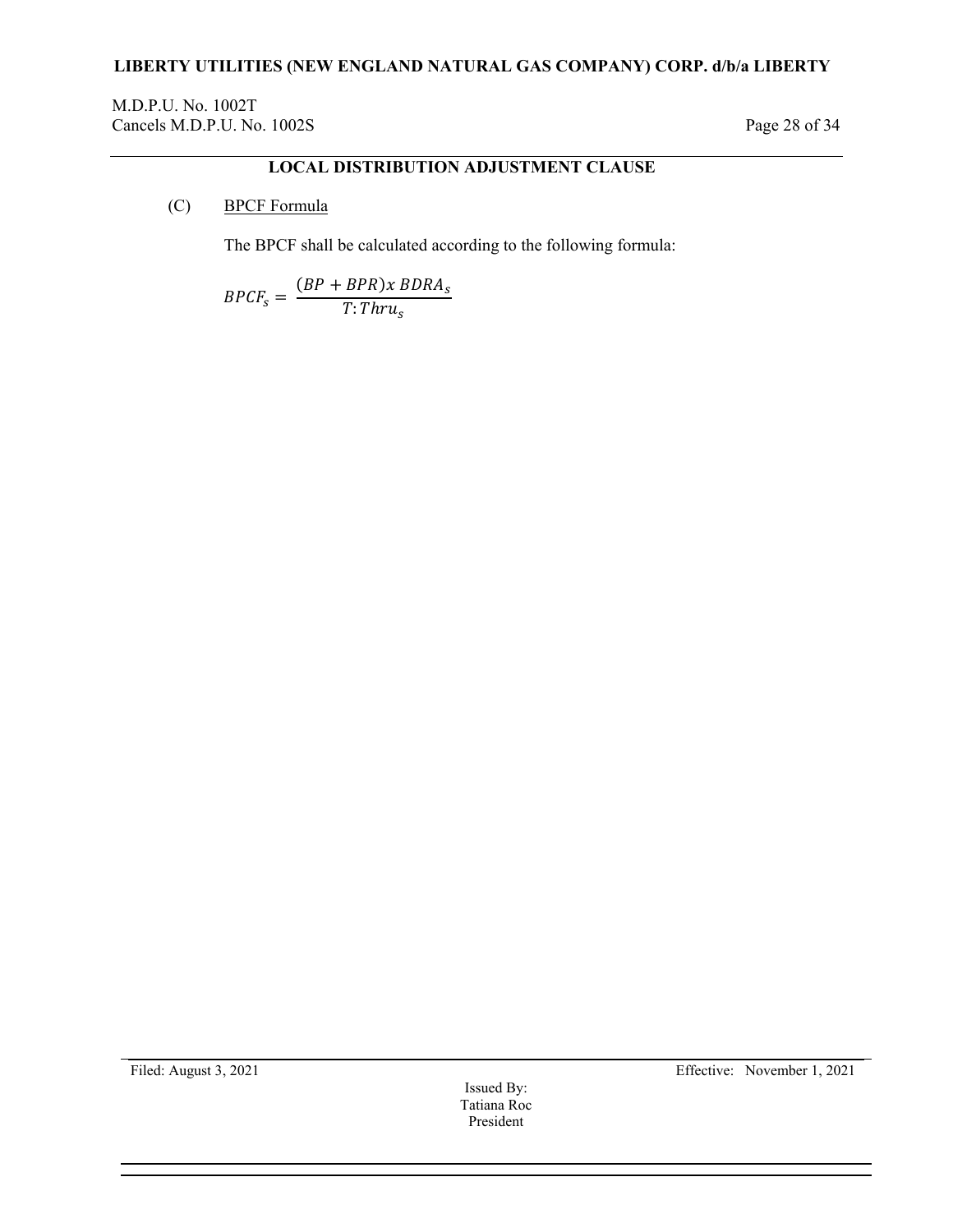## LOCAL DISTRIBUTION ADJUSTMENT CLAUSE

(C) BPCF Formula

The BPCF shall be calculated according to the following formula:

$$BPCF_s = \frac{(BP + BPR)x\ BDRA_s}{T{:}Thru_s}$$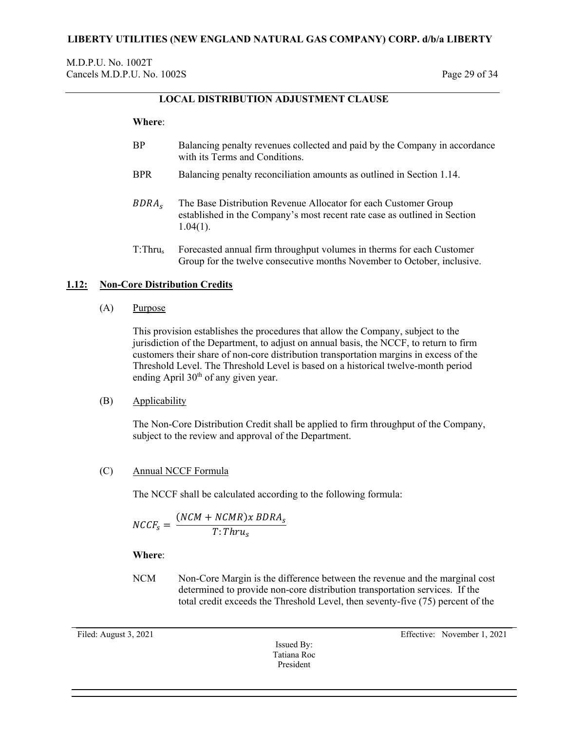## LOCAL DISTRIBUTION ADJUSTMENT CLAUSE

**Where**:

BP — Balancing penalty revenues collected and paid by the Company in accordance with its Terms and Conditions.

BPR — Balancing penalty reconciliation amounts as outlined in Section 1.14.

$BDRA_s$ — The Base Distribution Revenue Allocator for each Customer Group established in the Company's most recent rate case as outlined in Section 1.04(1).

$T{:}Thru_s$ — Forecasted annual firm throughput volumes in therms for each Customer Group for the twelve consecutive months November to October, inclusive.

### 1.12: Non-Core Distribution Credits

(A) Purpose

This provision establishes the procedures that allow the Company, subject to the jurisdiction of the Department, to adjust on annual basis, the NCCF, to return to firm customers their share of non-core distribution transportation margins in excess of the Threshold Level. The Threshold Level is based on a historical twelve-month period ending April 30th of any given year.

(B) Applicability

The Non-Core Distribution Credit shall be applied to firm throughput of the Company, subject to the review and approval of the Department.

(C) Annual NCCF Formula

The NCCF shall be calculated according to the following formula:

$$NCCF_s = \frac{(NCM + NCMR)x\ BDRA_s}{T{:}Thru_s}$$

**Where**:

NCM — Non-Core Margin is the difference between the revenue and the marginal cost determined to provide non-core distribution transportation services. If the total credit exceeds the Threshold Level, then seventy-five (75) percent of the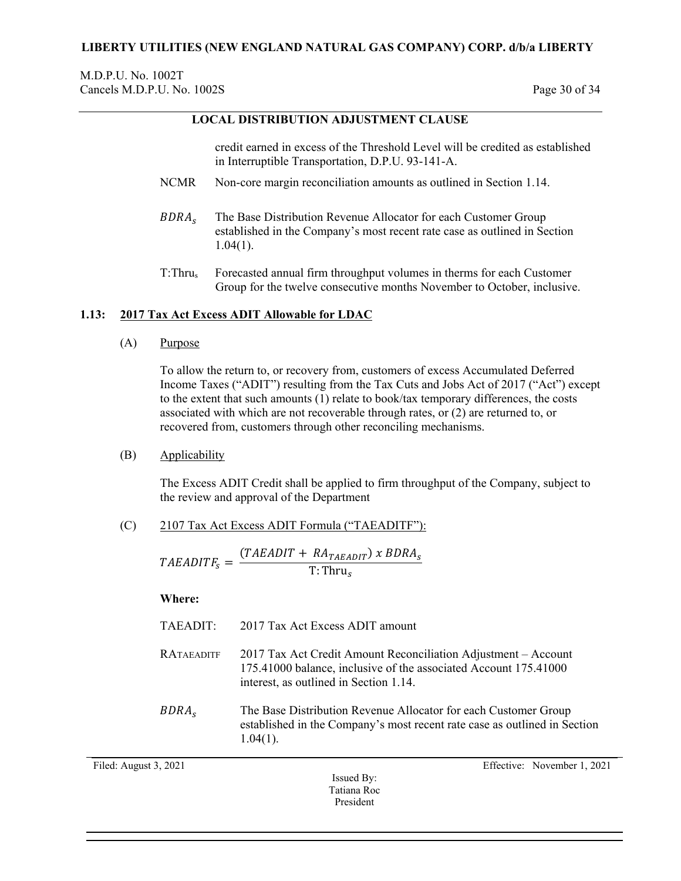## LOCAL DISTRIBUTION ADJUSTMENT CLAUSE

credit earned in excess of the Threshold Level will be credited as established in Interruptible Transportation, D.P.U. 93-141-A.

NCMR Non-core margin reconciliation amounts as outlined in Section 1.14.

$BDRA_s$ The Base Distribution Revenue Allocator for each Customer Group established in the Company's most recent rate case as outlined in Section 1.04(1).

$T{:}Thru_s$ Forecasted annual firm throughput volumes in therms for each Customer Group for the twelve consecutive months November to October, inclusive.

### 1.13: 2017 Tax Act Excess ADIT Allowable for LDAC

(A) Purpose

To allow the return to, or recovery from, customers of excess Accumulated Deferred Income Taxes ("ADIT") resulting from the Tax Cuts and Jobs Act of 2017 ("Act") except to the extent that such amounts (1) relate to book/tax temporary differences, the costs associated with which are not recoverable through rates, or (2) are returned to, or recovered from, customers through other reconciling mechanisms.

(B) Applicability

The Excess ADIT Credit shall be applied to firm throughput of the Company, subject to the review and approval of the Department

(C) 2107 Tax Act Excess ADIT Formula ("TAEADITF"):

$$TAEADITF_s = \frac{(TAEADIT + RA_{TAEADIT}) \ x \ BDRA_s}{\text{T: Thru}_s}$$

**Where:**

TAEADIT: 2017 Tax Act Excess ADIT amount

$RA_{TAEADITF}$ 2017 Tax Act Credit Amount Reconciliation Adjustment – Account 175.41000 balance, inclusive of the associated Account 175.41000 interest, as outlined in Section 1.14.

$BDRA_s$ The Base Distribution Revenue Allocator for each Customer Group established in the Company's most recent rate case as outlined in Section 1.04(1).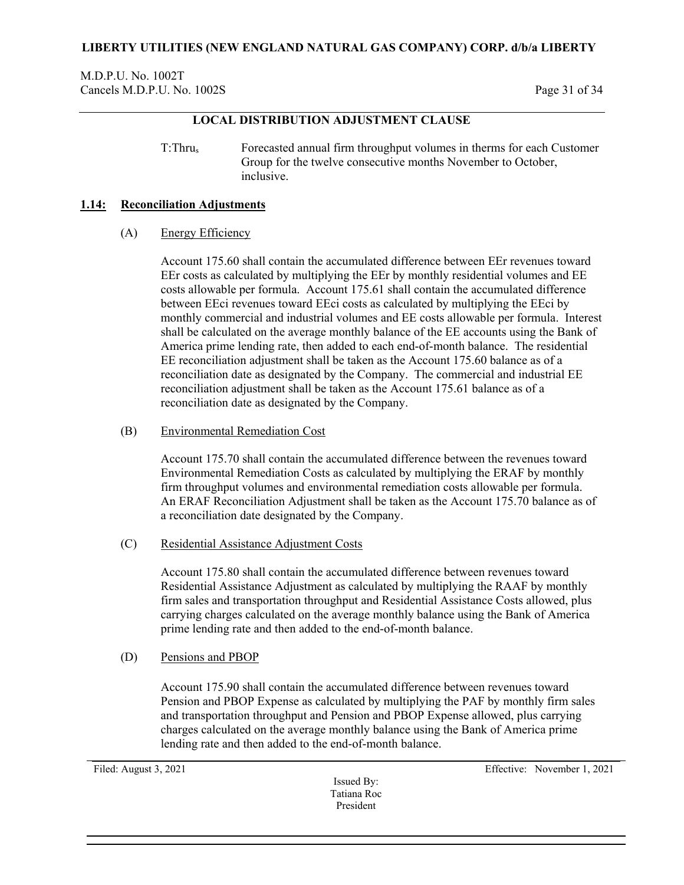## LOCAL DISTRIBUTION ADJUSTMENT CLAUSE

$T{:}Thru_s$ Forecasted annual firm throughput volumes in therms for each Customer Group for the twelve consecutive months November to October, inclusive.

### 1.14: Reconciliation Adjustments

(A) Energy Efficiency

Account 175.60 shall contain the accumulated difference between EEr revenues toward EEr costs as calculated by multiplying the EEr by monthly residential volumes and EE costs allowable per formula. Account 175.61 shall contain the accumulated difference between EEci revenues toward EEci costs as calculated by multiplying the EEci by monthly commercial and industrial volumes and EE costs allowable per formula. Interest shall be calculated on the average monthly balance of the EE accounts using the Bank of America prime lending rate, then added to each end-of-month balance. The residential EE reconciliation adjustment shall be taken as the Account 175.60 balance as of a reconciliation date as designated by the Company. The commercial and industrial EE reconciliation adjustment shall be taken as the Account 175.61 balance as of a reconciliation date as designated by the Company.

(B) Environmental Remediation Cost

Account 175.70 shall contain the accumulated difference between the revenues toward Environmental Remediation Costs as calculated by multiplying the ERAF by monthly firm throughput volumes and environmental remediation costs allowable per formula. An ERAF Reconciliation Adjustment shall be taken as the Account 175.70 balance as of a reconciliation date designated by the Company.

(C) Residential Assistance Adjustment Costs

Account 175.80 shall contain the accumulated difference between revenues toward Residential Assistance Adjustment as calculated by multiplying the RAAF by monthly firm sales and transportation throughput and Residential Assistance Costs allowed, plus carrying charges calculated on the average monthly balance using the Bank of America prime lending rate and then added to the end-of-month balance.

(D) Pensions and PBOP

Account 175.90 shall contain the accumulated difference between revenues toward Pension and PBOP Expense as calculated by multiplying the PAF by monthly firm sales and transportation throughput and Pension and PBOP Expense allowed, plus carrying charges calculated on the average monthly balance using the Bank of America prime lending rate and then added to the end-of-month balance.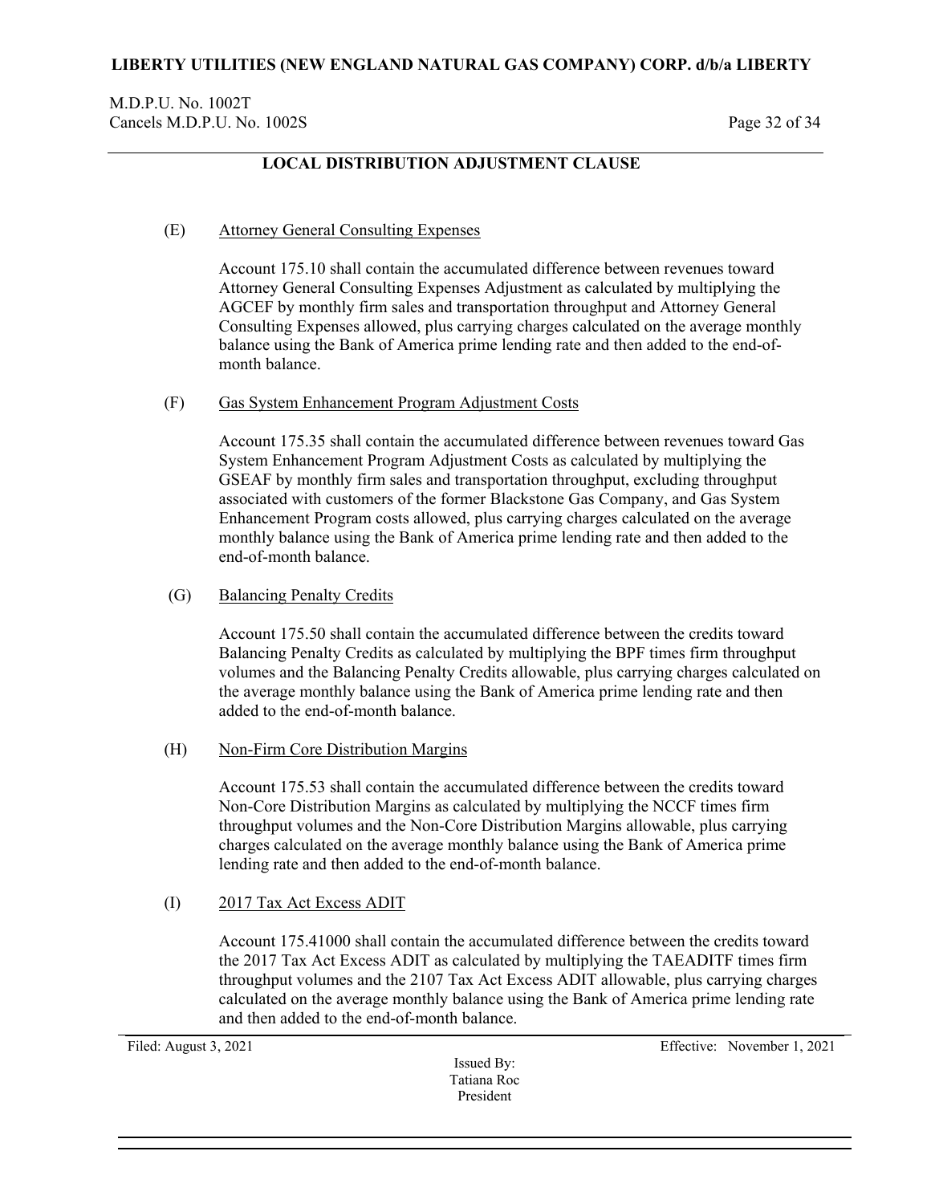## LOCAL DISTRIBUTION ADJUSTMENT CLAUSE

(E) Attorney General Consulting Expenses

Account 175.10 shall contain the accumulated difference between revenues toward Attorney General Consulting Expenses Adjustment as calculated by multiplying the AGCEF by monthly firm sales and transportation throughput and Attorney General Consulting Expenses allowed, plus carrying charges calculated on the average monthly balance using the Bank of America prime lending rate and then added to the end-of-month balance.

(F) Gas System Enhancement Program Adjustment Costs

Account 175.35 shall contain the accumulated difference between revenues toward Gas System Enhancement Program Adjustment Costs as calculated by multiplying the GSEAF by monthly firm sales and transportation throughput, excluding throughput associated with customers of the former Blackstone Gas Company, and Gas System Enhancement Program costs allowed, plus carrying charges calculated on the average monthly balance using the Bank of America prime lending rate and then added to the end-of-month balance.

(G) Balancing Penalty Credits

Account 175.50 shall contain the accumulated difference between the credits toward Balancing Penalty Credits as calculated by multiplying the BPF times firm throughput volumes and the Balancing Penalty Credits allowable, plus carrying charges calculated on the average monthly balance using the Bank of America prime lending rate and then added to the end-of-month balance.

(H) Non-Firm Core Distribution Margins

Account 175.53 shall contain the accumulated difference between the credits toward Non-Core Distribution Margins as calculated by multiplying the NCCF times firm throughput volumes and the Non-Core Distribution Margins allowable, plus carrying charges calculated on the average monthly balance using the Bank of America prime lending rate and then added to the end-of-month balance.

(I) 2017 Tax Act Excess ADIT

Account 175.41000 shall contain the accumulated difference between the credits toward the 2017 Tax Act Excess ADIT as calculated by multiplying the TAEADITF times firm throughput volumes and the 2107 Tax Act Excess ADIT allowable, plus carrying charges calculated on the average monthly balance using the Bank of America prime lending rate and then added to the end-of-month balance.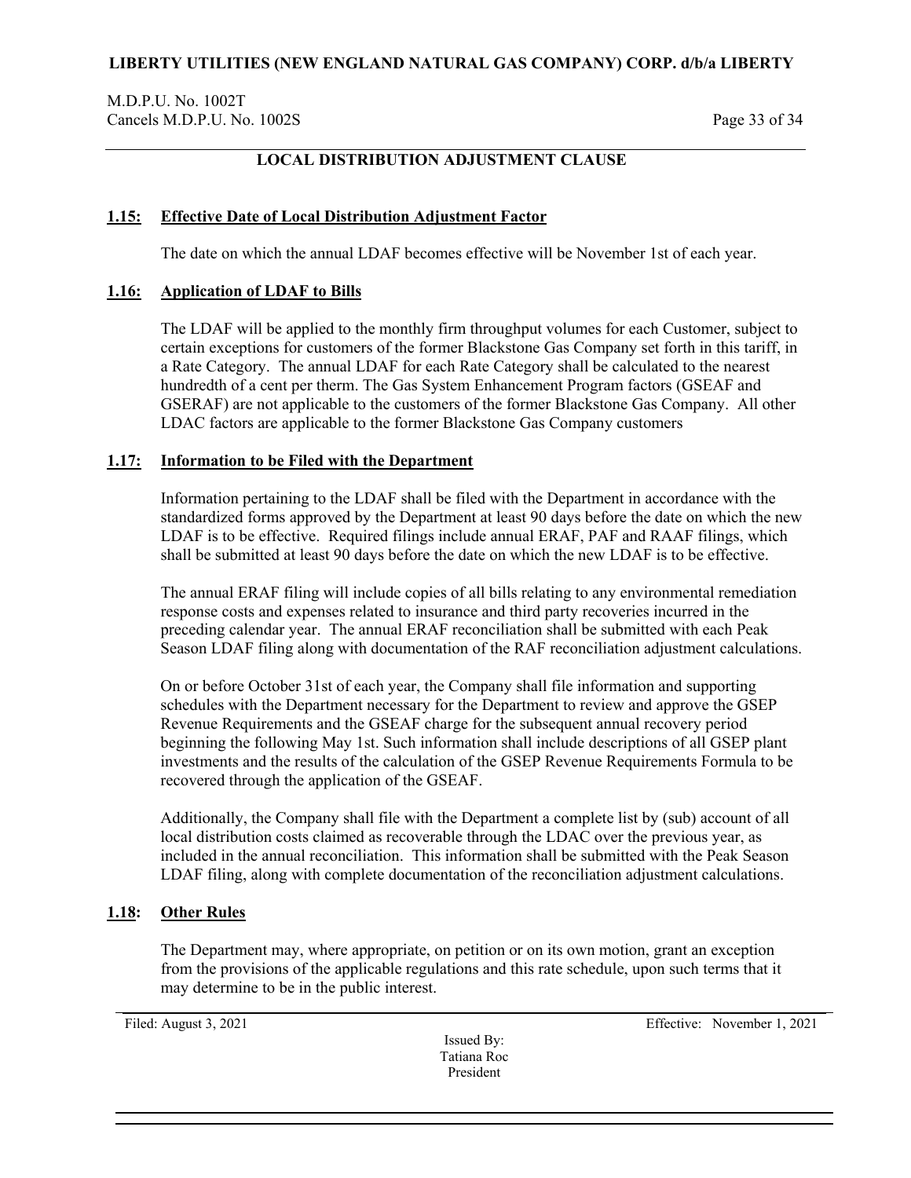## LOCAL DISTRIBUTION ADJUSTMENT CLAUSE

### **1.15: Effective Date of Local Distribution Adjustment Factor**

The date on which the annual LDAF becomes effective will be November 1st of each year.

### **1.16: Application of LDAF to Bills**

The LDAF will be applied to the monthly firm throughput volumes for each Customer, subject to certain exceptions for customers of the former Blackstone Gas Company set forth in this tariff, in a Rate Category. The annual LDAF for each Rate Category shall be calculated to the nearest hundredth of a cent per therm. The Gas System Enhancement Program factors (GSEAF and GSERAF) are not applicable to the customers of the former Blackstone Gas Company. All other LDAC factors are applicable to the former Blackstone Gas Company customers

### **1.17: Information to be Filed with the Department**

Information pertaining to the LDAF shall be filed with the Department in accordance with the standardized forms approved by the Department at least 90 days before the date on which the new LDAF is to be effective. Required filings include annual ERAF, PAF and RAAF filings, which shall be submitted at least 90 days before the date on which the new LDAF is to be effective.

The annual ERAF filing will include copies of all bills relating to any environmental remediation response costs and expenses related to insurance and third party recoveries incurred in the preceding calendar year. The annual ERAF reconciliation shall be submitted with each Peak Season LDAF filing along with documentation of the RAF reconciliation adjustment calculations.

On or before October 31st of each year, the Company shall file information and supporting schedules with the Department necessary for the Department to review and approve the GSEP Revenue Requirements and the GSEAF charge for the subsequent annual recovery period beginning the following May 1st. Such information shall include descriptions of all GSEP plant investments and the results of the calculation of the GSEP Revenue Requirements Formula to be recovered through the application of the GSEAF.

Additionally, the Company shall file with the Department a complete list by (sub) account of all local distribution costs claimed as recoverable through the LDAC over the previous year, as included in the annual reconciliation. This information shall be submitted with the Peak Season LDAF filing, along with complete documentation of the reconciliation adjustment calculations.

### **1.18: Other Rules**

The Department may, where appropriate, on petition or on its own motion, grant an exception from the provisions of the applicable regulations and this rate schedule, upon such terms that it may determine to be in the public interest.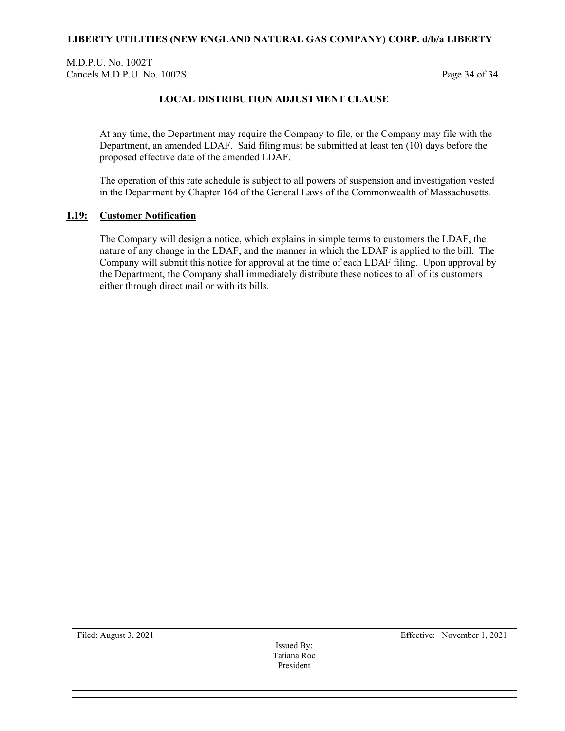## LOCAL DISTRIBUTION ADJUSTMENT CLAUSE

At any time, the Department may require the Company to file, or the Company may file with the Department, an amended LDAF. Said filing must be submitted at least ten (10) days before the proposed effective date of the amended LDAF.

The operation of this rate schedule is subject to all powers of suspension and investigation vested in the Department by Chapter 164 of the General Laws of the Commonwealth of Massachusetts.

### 1.19: Customer Notification

The Company will design a notice, which explains in simple terms to customers the LDAF, the nature of any change in the LDAF, and the manner in which the LDAF is applied to the bill. The Company will submit this notice for approval at the time of each LDAF filing. Upon approval by the Department, the Company shall immediately distribute these notices to all of its customers either through direct mail or with its bills.